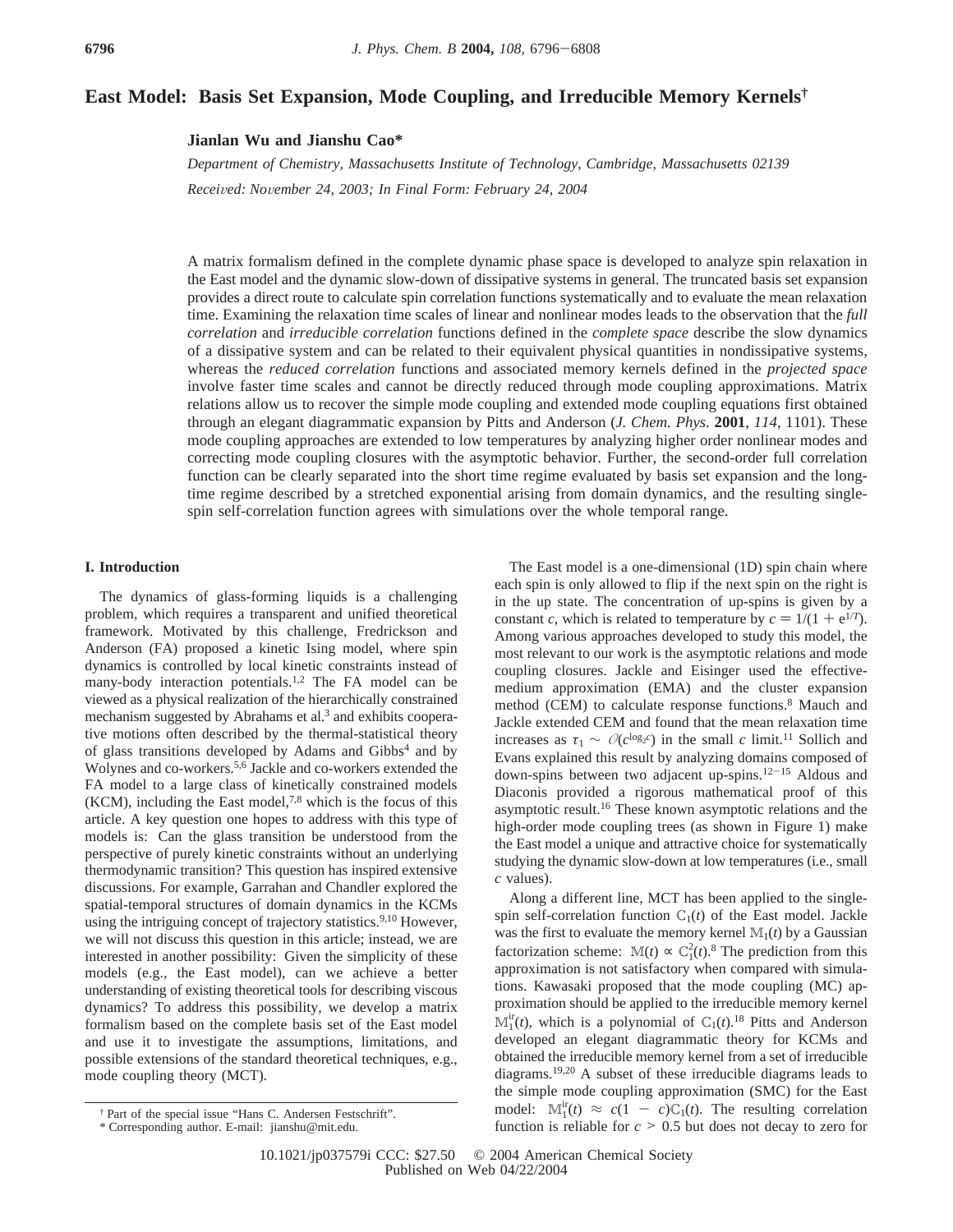# East Model: Basis Set Expansion, Mode Coupling, and Irreducible Memory Kernels†

**Jianlan Wu and Jianshu Cao***

*Department of Chemistry, Massachusetts Institute of Technology, Cambridge, Massachusetts 02139*

*Received: November 24, 2003; In Final Form: February 24, 2004*

A matrix formalism defined in the complete dynamic phase space is developed to analyze spin relaxation in the East model and the dynamic slow-down of dissipative systems in general. The truncated basis set expansion provides a direct route to calculate spin correlation functions systematically and to evaluate the mean relaxation time. Examining the relaxation time scales of linear and nonlinear modes leads to the observation that the *full correlation* and *irreducible correlation* functions defined in the *complete space* describe the slow dynamics of a dissipative system and can be related to their equivalent physical quantities in nondissipative systems, whereas the *reduced correlation* functions and associated memory kernels defined in the *projected space* involve faster time scales and cannot be directly reduced through mode coupling approximations. Matrix relations allow us to recover the simple mode coupling and extended mode coupling equations first obtained through an elegant diagrammatic expansion by Pitts and Anderson (*J. Chem. Phys.* **2001**, *114*, 1101). These mode coupling approaches are extended to low temperatures by analyzing higher order nonlinear modes and correcting mode coupling closures with the asymptotic behavior. Further, the second-order full correlation function can be clearly separated into the short time regime evaluated by basis set expansion and the long-time regime described by a stretched exponential arising from domain dynamics, and the resulting single-spin self-correlation function agrees with simulations over the whole temporal range.

## I. Introduction

The dynamics of glass-forming liquids is a challenging problem, which requires a transparent and unified theoretical framework. Motivated by this challenge, Fredrickson and Anderson (FA) proposed a kinetic Ising model, where spin dynamics is controlled by local kinetic constraints instead of many-body interaction potentials.[1,2] The FA model can be viewed as a physical realization of the hierarchically constrained mechanism suggested by Abrahams et al.[3] and exhibits cooperative motions often described by the thermal-statistical theory of glass transitions developed by Adams and Gibbs[4] and by Wolynes and co-workers.[5,6] Jackle and co-workers extended the FA model to a large class of kinetically constrained models (KCM), including the East model,[7,8] which is the focus of this article. A key question one hopes to address with this type of models is: Can the glass transition be understood from the perspective of purely kinetic constraints without an underlying thermodynamic transition? This question has inspired extensive discussions. For example, Garrahan and Chandler explored the spatial-temporal structures of domain dynamics in the KCMs using the intriguing concept of trajectory statistics.[9,10] However, we will not discuss this question in this article; instead, we are interested in another possibility: Given the simplicity of these models (e.g., the East model), can we achieve a better understanding of existing theoretical tools for describing viscous dynamics? To address this possibility, we develop a matrix formalism based on the complete basis set of the East model and use it to investigate the assumptions, limitations, and possible extensions of the standard theoretical techniques, e.g., mode coupling theory (MCT).

The East model is a one-dimensional (1D) spin chain where each spin is only allowed to flip if the next spin on the right is in the up state. The concentration of up-spins is given by a constant $c$, which is related to temperature by $c = 1/(1 + e^{1/T})$. Among various approaches developed to study this model, the most relevant to our work is the asymptotic relations and mode coupling closures. Jackle and Eisinger used the effective-medium approximation (EMA) and the cluster expansion method (CEM) to calculate response functions.[8] Mauch and Jackle extended CEM and found that the mean relaxation time increases as $\tau_1 \sim \mathcal{O}(c^{\log_2 c})$ in the small $c$ limit.[11] Sollich and Evans explained this result by analyzing domains composed of down-spins between two adjacent up-spins.[12-15] Aldous and Diaconis provided a rigorous mathematical proof of this asymptotic result.[16] These known asymptotic relations and the high-order mode coupling trees (as shown in Figure 1) make the East model a unique and attractive choice for systematically studying the dynamic slow-down at low temperatures (i.e., small $c$ values).

Along a different line, MCT has been applied to the single-spin self-correlation function $\mathbb{C}_1(t)$ of the East model. Jackle was the first to evaluate the memory kernel $\mathbb{M}_1(t)$ by a Gaussian factorization scheme: $\mathbb{M}(t) \propto \mathbb{C}_1^2(t)$.[8] The prediction from this approximation is not satisfactory when compared with simulations. Kawasaki proposed that the mode coupling (MC) approximation should be applied to the irreducible memory kernel $\mathbb{M}_1^{\rm ir}(t)$, which is a polynomial of $\mathbb{C}_1(t)$.[18] Pitts and Anderson developed an elegant diagrammatic theory for KCMs and obtained the irreducible memory kernel from a set of irreducible diagrams.[19,20] A subset of these irreducible diagrams leads to the simple mode coupling approximation (SMC) for the East model: $\mathbb{M}_1^{\rm ir}(t) \approx c(1 - c)\mathbb{C}_1(t)$. The resulting correlation function is reliable for $c > 0.5$ but does not decay to zero for

† Part of the special issue "Hans C. Andersen Festschrift".

\* Corresponding author. E-mail: jianshu@mit.edu.

10.1021/jp037579i CCC: $27.50 © 2004 American Chemical Society
Published on Web 04/22/2004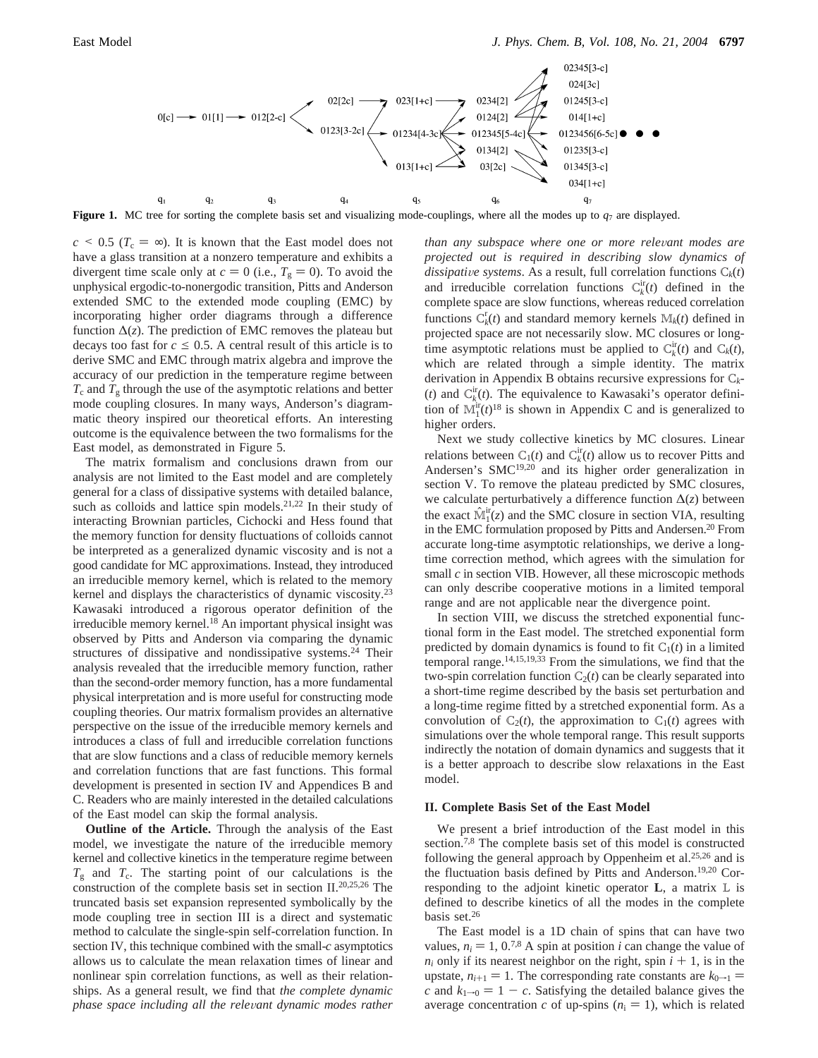Figure 1. MC tree for sorting the complete basis set and visualizing mode-couplings, where all the modes up to $q_7$ are displayed.

$c < 0.5$ ($T_c = \infty$). It is known that the East model does not have a glass transition at a nonzero temperature and exhibits a divergent time scale only at $c = 0$ (i.e., $T_g = 0$). To avoid the unphysical ergodic-to-nonergodic transition, Pitts and Anderson extended SMC to the extended mode coupling (EMC) by incorporating higher order diagrams through a difference function $\Delta(z)$. The prediction of EMC removes the plateau but decays too fast for $c \leq 0.5$. A central result of this article is to derive SMC and EMC through matrix algebra and improve the accuracy of our prediction in the temperature regime between $T_c$ and $T_g$ through the use of the asymptotic relations and better mode coupling closures. In many ways, Anderson's diagrammatic theory inspired our theoretical efforts. An interesting outcome is the equivalence between the two formalisms for the East model, as demonstrated in Figure 5.

The matrix formalism and conclusions drawn from our analysis are not limited to the East model and are completely general for a class of dissipative systems with detailed balance, such as colloids and lattice spin models.[21,22] In their study of interacting Brownian particles, Cichocki and Hess found that the memory function for density fluctuations of colloids cannot be interpreted as a generalized dynamic viscosity and is not a good candidate for MC approximations. Instead, they introduced an irreducible memory kernel, which is related to the memory kernel and displays the characteristics of dynamic viscosity.[23] Kawasaki introduced a rigorous operator definition of the irreducible memory kernel.[18] An important physical insight was observed by Pitts and Anderson via comparing the dynamic structures of dissipative and nondissipative systems.[24] Their analysis revealed that the irreducible memory function, rather than the second-order memory function, has a more fundamental physical interpretation and is more useful for constructing mode coupling theories. Our matrix formalism provides an alternative perspective on the issue of the irreducible memory kernels and introduces a class of full and irreducible correlation functions that are slow functions and a class of reducible memory kernels and correlation functions that are fast functions. This formal development is presented in section IV and Appendices B and C. Readers who are mainly interested in the detailed calculations of the East model can skip the formal analysis.

**Outline of the Article.** Through the analysis of the East model, we investigate the nature of the irreducible memory kernel and collective kinetics in the temperature regime between $T_g$ and $T_c$. The starting point of our calculations is the construction of the complete basis set in section II.[20,25,26] The truncated basis set expansion represented symbolically by the mode coupling tree in section III is a direct and systematic method to calculate the single-spin self-correlation function. In section IV, this technique combined with the small-$c$ asymptotics allows us to calculate the mean relaxation times of linear and nonlinear spin correlation functions, as well as their relationships. As a general result, we find that *the complete dynamic phase space including all the relevant dynamic modes rather than any subspace where one or more relevant modes are projected out is required in describing slow dynamics of dissipative systems*. As a result, full correlation functions $\mathbb{C}_k(t)$ and irreducible correlation functions $\mathbb{C}_k^{\text{ir}}(t)$ defined in the complete space are slow functions, whereas reduced correlation functions $\mathbb{C}_k^{\text{r}}(t)$ and standard memory kernels $\mathbb{M}_k(t)$ defined in projected space are not necessarily slow. MC closures or long-time asymptotic relations must be applied to $\mathbb{C}_k^{\text{ir}}(t)$ and $\mathbb{C}_k(t)$, which are related through a simple identity. The matrix derivation in Appendix B obtains recursive expressions for $\mathbb{C}_k(t)$ and $\mathbb{C}_k^{\text{ir}}(t)$. The equivalence to Kawasaki's operator definition of $\mathbb{M}_1^{\text{ir}}(t)$[18] is shown in Appendix C and is generalized to higher orders.

Next we study collective kinetics by MC closures. Linear relations between $\mathbb{C}_1(t)$ and $\mathbb{C}_k^{\text{ir}}(t)$ allow us to recover Pitts and Andersen's SMC[19,20] and its higher order generalization in section V. To remove the plateau predicted by SMC closures, we calculate perturbatively a difference function $\Delta(z)$ between the exact $\hat{\mathbb{M}}_1^{\text{ir}}(z)$ and the SMC closure in section VIA, resulting in the EMC formulation proposed by Pitts and Andersen.[20] From accurate long-time asymptotic relationships, we derive a long-time correction method, which agrees with the simulation for small $c$ in section VIB. However, all these microscopic methods can only describe cooperative motions in a limited temporal range and are not applicable near the divergence point.

In section VIII, we discuss the stretched exponential functional form in the East model. The stretched exponential form predicted by domain dynamics is found to fit $\mathbb{C}_1(t)$ in a limited temporal range.[14,15,19,33] From the simulations, we find that the two-spin correlation function $\mathbb{C}_2(t)$ can be clearly separated into a short-time regime described by the basis set perturbation and a long-time regime fitted by a stretched exponential form. As a convolution of $\mathbb{C}_2(t)$, the approximation to $\mathbb{C}_1(t)$ agrees with simulations over the whole temporal range. This result supports indirectly the notation of domain dynamics and suggests that it is a better approach to describe slow relaxations in the East model.

## II. Complete Basis Set of the East Model

We present a brief introduction of the East model in this section.[7,8] The complete basis set of this model is constructed following the general approach by Oppenheim et al.[25,26] and is the fluctuation basis defined by Pitts and Anderson.[19,20] Corresponding to the adjoint kinetic operator **L**, a matrix $\mathbb{L}$ is defined to describe kinetics of all the modes in the complete basis set.[26]

The East model is a 1D chain of spins that can have two values, $n_i = 1, 0$.[7,8] A spin at position $i$ can change the value of $n_i$ only if its nearest neighbor on the right, spin $i + 1$, is in the upstate, $n_{i+1} = 1$. The corresponding rate constants are $k_{0\to 1} = c$ and $k_{1\to 0} = 1 - c$. Satisfying the detailed balance gives the average concentration $c$ of up-spins ($n_i = 1$), which is related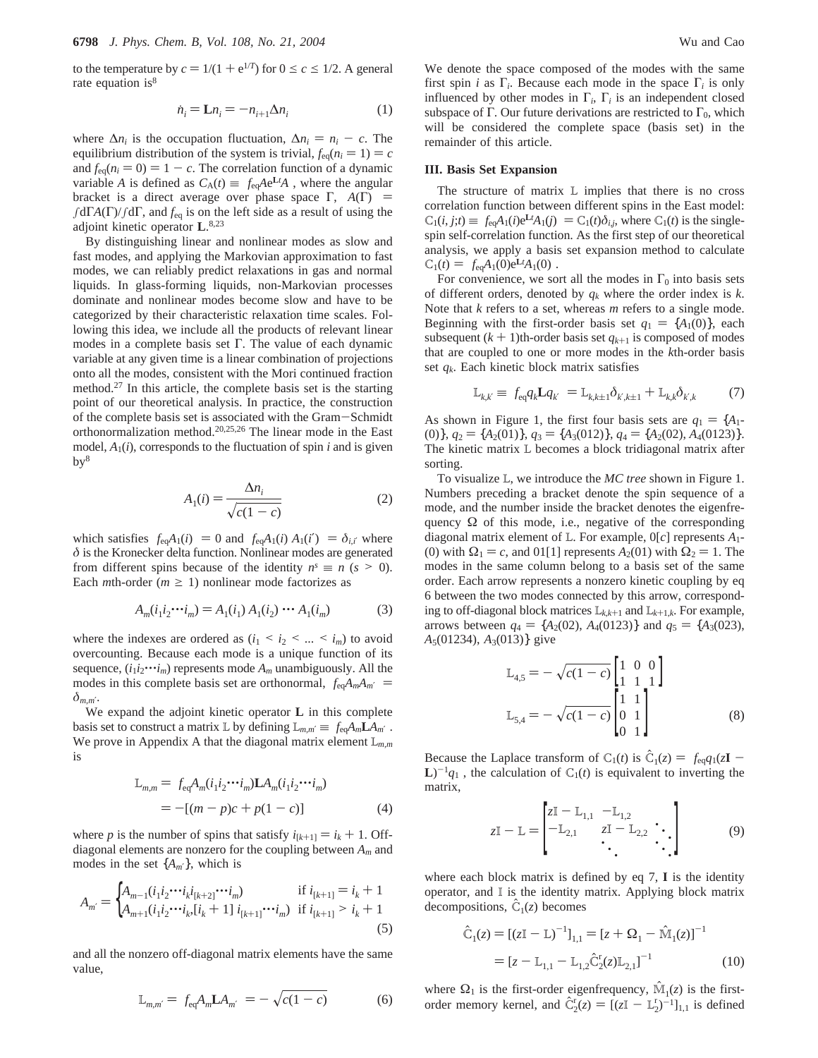to the temperature by $c = 1/(1 + e^{1/T})$ for $0 \leq c \leq 1/2$. A general rate equation is[8]

$$\dot{n}_i = \mathbf{L}n_i = -n_{i+1}\Delta n_i \tag{1}$$

where $\Delta n_i$ is the occupation fluctuation, $\Delta n_i = n_i - c$. The equilibrium distribution of the system is trivial, $f_{\mathrm{eq}}(n_i = 1) = c$ and $f_{\mathrm{eq}}(n_i = 0) = 1 - c$. The correlation function of a dynamic variable $A$ is defined as $C_A(t) \equiv \langle f_{\mathrm{eq}} A e^{\mathbf{L}t} A \rangle$, where the angular bracket is a direct average over phase space $\Gamma$, $\langle A(\Gamma) \rangle = \int d\Gamma A(\Gamma) / \int d\Gamma$, and $f_{\mathrm{eq}}$ is on the left side as a result of using the adjoint kinetic operator $\mathbf{L}$.[8,23]

By distinguishing linear and nonlinear modes as slow and fast modes, and applying the Markovian approximation to fast modes, we can reliably predict relaxations in gas and normal liquids. In glass-forming liquids, non-Markovian processes dominate and nonlinear modes become slow and have to be categorized by their characteristic relaxation time scales. Following this idea, we include all the products of relevant linear modes in a complete basis set $\Gamma$. The value of each dynamic variable at any given time is a linear combination of projections onto all the modes, consistent with the Mori continued fraction method.[27] In this article, the complete basis set is the starting point of our theoretical analysis. In practice, the construction of the complete basis set is associated with the Gram–Schmidt orthonormalization method.[20,25,26] The linear mode in the East model, $A_1(i)$, corresponds to the fluctuation of spin $i$ and is given by[8]

$$A_1(i) = \frac{\Delta n_i}{\sqrt{c(1-c)}} \tag{2}$$

which satisfies $\langle f_{\mathrm{eq}} A_1(i) \rangle = 0$ and $\langle f_{\mathrm{eq}} A_1(i)\, A_1(i') \rangle = \delta_{i,i'}$ where $\delta$ is the Kronecker delta function. Nonlinear modes are generated from different spins because of the identity $n^s \equiv n$ $(s > 0)$. Each $m$th-order $(m \geq 1)$ nonlinear mode factorizes as

$$A_m(i_1 i_2 \cdots i_m) = A_1(i_1)\, A_1(i_2) \cdots A_1(i_m) \tag{3}$$

where the indexes are ordered as $(i_1 < i_2 < ... < i_m)$ to avoid overcounting. Because each mode is a unique function of its sequence, $(i_1 i_2 \cdots i_m)$ represents mode $A_m$ unambiguously. All the modes in this complete basis set are orthonormal, $\langle f_{\mathrm{eq}} A_m A_{m'} \rangle = \delta_{m,m'}$.

We expand the adjoint kinetic operator $\mathbf{L}$ in this complete basis set to construct a matrix $\mathbb{L}$ by defining $\mathbb{L}_{m,m'} \equiv \langle f_{\mathrm{eq}} A_m \mathbf{L} A_{m'} \rangle$. We prove in Appendix A that the diagonal matrix element $\mathbb{L}_{m,m}$ is

$$\begin{aligned}\mathbb{L}_{m,m} &= \langle f_{\mathrm{eq}} A_m(i_1 i_2 \cdots i_m) \mathbf{L} A_m(i_1 i_2 \cdots i_m) \rangle \\ &= -[(m-p)c + p(1-c)]\end{aligned} \tag{4}$$

where $p$ is the number of spins that satisfy $i_{[k+1]} = i_k + 1$. Off-diagonal elements are nonzero for the coupling between $A_m$ and modes in the set $\{A_{m'}\}$, which is

$$A_{m'} = \begin{cases} A_{m-1}(i_1 i_2 \cdots i_k i_{[k+2]} \cdots i_m) & \text{if } i_{[k+1]} = i_k + 1 \\ A_{m+1}(i_1 i_2 \cdots i_k [i_k + 1]\, i_{[k+1]} \cdots i_m) & \text{if } i_{[k+1]} > i_k + 1 \end{cases} \tag{5}$$

and all the nonzero off-diagonal matrix elements have the same value,

$$\mathbb{L}_{m,m'} = \langle f_{\mathrm{eq}} A_m \mathbf{L} A_{m'} \rangle = -\sqrt{c(1-c)} \tag{6}$$

We denote the space composed of the modes with the same first spin $i$ as $\Gamma_i$. Because each mode in the space $\Gamma_i$ is only influenced by other modes in $\Gamma_i$, $\Gamma_i$ is an independent closed subspace of $\Gamma$. Our future derivations are restricted to $\Gamma_0$, which will be considered the complete space (basis set) in the remainder of this article.

### III. Basis Set Expansion

The structure of matrix $\mathbb{L}$ implies that there is no cross correlation function between different spins in the East model: $\mathbb{C}_1(i,j;t) \equiv \langle f_{\mathrm{eq}} A_1(i) e^{\mathbf{L}t} A_1(j) \rangle = \mathbb{C}_1(t)\delta_{i,j}$, where $\mathbb{C}_1(t)$ is the single-spin self-correlation function. As the first step of our theoretical analysis, we apply a basis set expansion method to calculate $\mathbb{C}_1(t) = \langle f_{\mathrm{eq}} A_1(0) e^{\mathbf{L}t} A_1(0) \rangle$.

For convenience, we sort all the modes in $\Gamma_0$ into basis sets of different orders, denoted by $q_k$ where the order index is $k$. Note that $k$ refers to a set, whereas $m$ refers to a single mode. Beginning with the first-order basis set $q_1 = \{A_1(0)\}$, each subsequent $(k + 1)$th-order basis set $q_{k+1}$ is composed of modes that are coupled to one or more modes in the $k$th-order basis set $q_k$. Each kinetic block matrix satisfies

$$\mathbb{L}_{k,k'} \equiv \langle f_{\mathrm{eq}} q_k \mathbf{L} q_{k'} \rangle = \mathbb{L}_{k,k\pm1}\delta_{k',k\pm1} + \mathbb{L}_{k,k}\delta_{k',k} \tag{7}$$

As shown in Figure 1, the first four basis sets are $q_1 = \{A_1(0)\}$, $q_2 = \{A_2(01)\}$, $q_3 = \{A_3(012)\}$, $q_4 = \{A_2(02), A_4(0123)\}$. The kinetic matrix $\mathbb{L}$ becomes a block tridiagonal matrix after sorting.

To visualize $\mathbb{L}$, we introduce the *MC tree* shown in Figure 1. Numbers preceding a bracket denote the spin sequence of a mode, and the number inside the bracket denotes the eigenfrequency $\Omega$ of this mode, i.e., negative of the corresponding diagonal matrix element of $\mathbb{L}$. For example, 0[$c$] represents $A_1(0)$ with $\Omega_1 = c$, and 01[1] represents $A_2(01)$ with $\Omega_2 = 1$. The modes in the same column belong to a basis set of the same order. Each arrow represents a nonzero kinetic coupling by eq 6 between the two modes connected by this arrow, corresponding to off-diagonal block matrices $\mathbb{L}_{k,k+1}$ and $\mathbb{L}_{k+1,k}$. For example, arrows between $q_4 = \{A_2(02), A_4(0123)\}$ and $q_5 = \{A_3(023), A_5(01234), A_3(013)\}$ give

$$\mathbb{L}_{4,5} = -\sqrt{c(1-c)} \begin{bmatrix} 1 & 0 & 0 \\ 1 & 1 & 1 \end{bmatrix}$$

$$\mathbb{L}_{5,4} = -\sqrt{c(1-c)} \begin{bmatrix} 1 & 1 \\ 0 & 1 \\ 0 & 1 \end{bmatrix} \tag{8}$$

Because the Laplace transform of $\mathbb{C}_1(t)$ is $\hat{\mathbb{C}}_1(z) = \langle f_{\mathrm{eq}} q_1 (z\mathbf{I} - \mathbf{L})^{-1} q_1 \rangle$, the calculation of $\mathbb{C}_1(t)$ is equivalent to inverting the matrix,

$$z\mathbb{I} - \mathbb{L} = \begin{bmatrix} z\mathbb{I} - \mathbb{L}_{1,1} & -\mathbb{L}_{1,2} & \\ -\mathbb{L}_{2,1} & z\mathbb{I} - \mathbb{L}_{2,2} & \ddots \\ & \ddots & \ddots \end{bmatrix} \tag{9}$$

where each block matrix is defined by eq 7, $\mathbf{I}$ is the identity operator, and $\mathbb{I}$ is the identity matrix. Applying block matrix decompositions, $\hat{\mathbb{C}}_1(z)$ becomes

$$\begin{aligned}\hat{\mathbb{C}}_1(z) &= [(z\mathbb{I} - \mathbb{L})^{-1}]_{1,1} = [z + \Omega_1 - \hat{\mathbb{M}}_1(z)]^{-1} \\ &= [z - \mathbb{L}_{1,1} - \mathbb{L}_{1,2}\hat{\mathbb{C}}_2^{\mathrm{r}}(z)\mathbb{L}_{2,1}]^{-1}\end{aligned} \tag{10}$$

where $\Omega_1$ is the first-order eigenfrequency, $\hat{\mathbb{M}}_1(z)$ is the first-order memory kernel, and $\hat{\mathbb{C}}_2^{\mathrm{r}}(z) = [(z\mathbb{I} - \mathbb{L}_2^{\mathrm{r}})^{-1}]_{1,1}$ is defined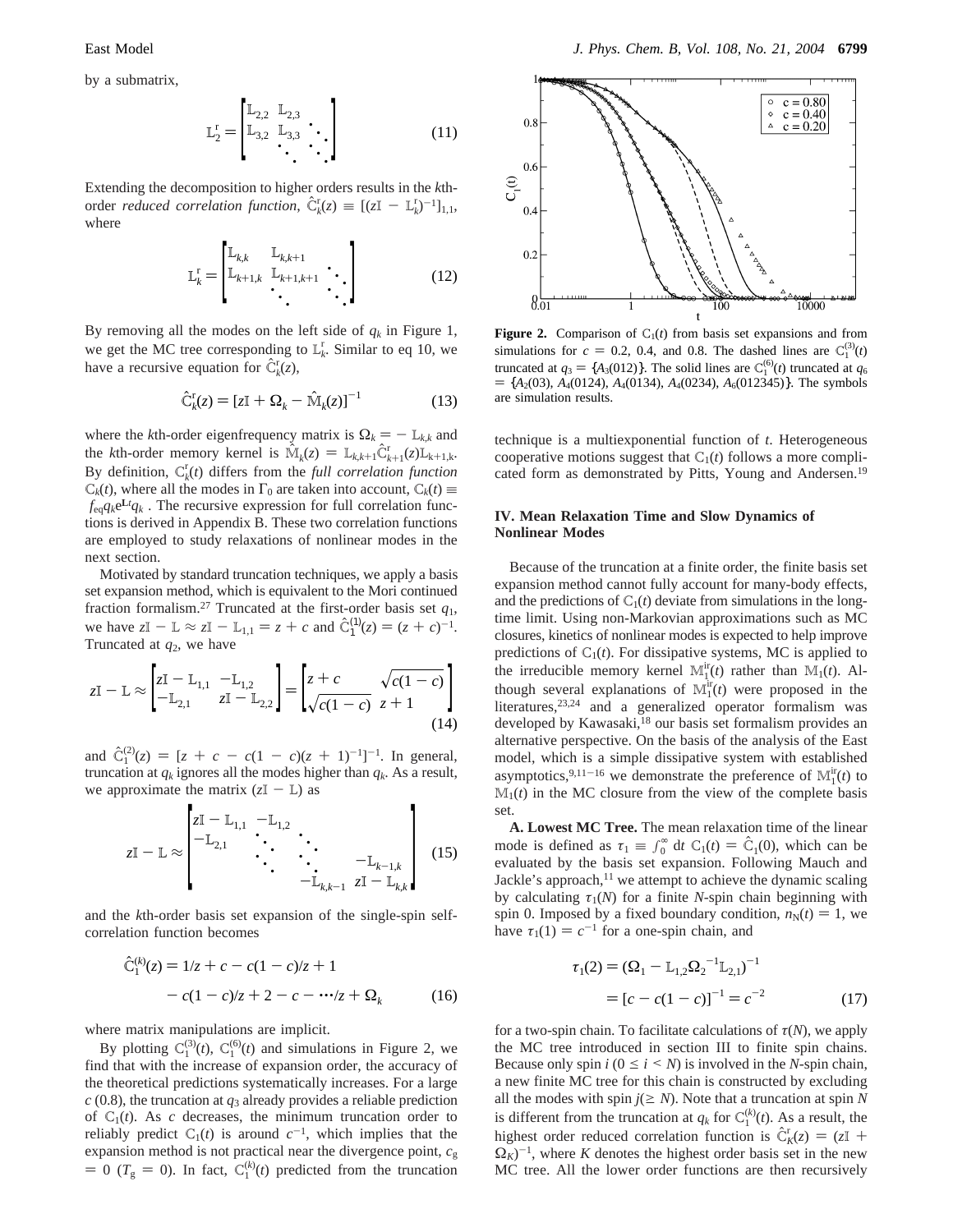by a submatrix,

$$\mathbb{L}_2^r = \begin{bmatrix} \mathbb{L}_{2,2} & \mathbb{L}_{2,3} & \\ \mathbb{L}_{3,2} & \mathbb{L}_{3,3} & \ddots \\ & \ddots & \ddots \end{bmatrix} \qquad (11)$$

Extending the decomposition to higher orders results in the $k$th-order *reduced correlation function*, $\hat{\mathbb{C}}_k^r(z) \equiv [(z\mathbb{I} - \mathbb{L}_k^r)^{-1}]_{1,1}$, where

$$\mathbb{L}_k^r = \begin{bmatrix} \mathbb{L}_{k,k} & \mathbb{L}_{k,k+1} & \\ \mathbb{L}_{k+1,k} & \mathbb{L}_{k+1,k+1} & \ddots \\ & \ddots & \ddots \end{bmatrix} \qquad (12)$$

By removing all the modes on the left side of $q_k$ in Figure 1, we get the MC tree corresponding to $\mathbb{L}_k^r$. Similar to eq 10, we have a recursive equation for $\hat{\mathbb{C}}_k^r(z)$,

$$\hat{\mathbb{C}}_k^r(z) = [z\mathbb{I} + \Omega_k - \hat{\mathbb{M}}_k(z)]^{-1} \qquad (13)$$

where the $k$th-order eigenfrequency matrix is $\Omega_k = -\mathbb{L}_{k,k}$ and the $k$th-order memory kernel is $\hat{\mathbb{M}}_k(z) = \mathbb{L}_{k,k+1}\hat{\mathbb{C}}_{k+1}^r(z)\mathbb{L}_{k+1,k}$. By definition, $\mathbb{C}_k^r(t)$ differs from the *full correlation function* $\mathbb{C}_k(t)$, where all the modes in $\Gamma_0$ are taken into account, $\mathbb{C}_k(t) \equiv \langle f_{eq} q_k e^{\mathbb{L}t} q_k \rangle$. The recursive expression for full correlation functions is derived in Appendix B. These two correlation functions are employed to study relaxations of nonlinear modes in the next section.

Motivated by standard truncation techniques, we apply a basis set expansion method, which is equivalent to the Mori continued fraction formalism.[27] Truncated at the first-order basis set $q_1$, we have $z\mathbb{I} - \mathbb{L} \approx z\mathbb{I} - \mathbb{L}_{1,1} = z + c$ and $\hat{\mathbb{C}}_1^{(1)}(z) = (z + c)^{-1}$. Truncated at $q_2$, we have

$$z\mathbb{I} - \mathbb{L} \approx \begin{bmatrix} z\mathbb{I} - \mathbb{L}_{1,1} & -\mathbb{L}_{1,2} \\ -\mathbb{L}_{2,1} & z\mathbb{I} - \mathbb{L}_{2,2} \end{bmatrix} = \begin{bmatrix} z + c & \sqrt{c(1-c)} \\ \sqrt{c(1-c)} & z + 1 \end{bmatrix} \qquad (14)$$

and $\hat{\mathbb{C}}_1^{(2)}(z) = [z + c - c(1 - c)(z + 1)^{-1}]^{-1}$. In general, truncation at $q_k$ ignores all the modes higher than $q_k$. As a result, we approximate the matrix $(z\mathbb{I} - \mathbb{L})$ as

$$z\mathbb{I} - \mathbb{L} \approx \begin{bmatrix} z\mathbb{I} - \mathbb{L}_{1,1} & -\mathbb{L}_{1,2} & & \\ -\mathbb{L}_{2,1} & \ddots & \ddots & \\ & \ddots & \ddots & -\mathbb{L}_{k-1,k} \\ & & -\mathbb{L}_{k,k-1} & z\mathbb{I} - \mathbb{L}_{k,k} \end{bmatrix} \qquad (15)$$

and the $k$th-order basis set expansion of the single-spin self-correlation function becomes

$$\hat{\mathbb{C}}_1^{(k)}(z) = 1/z + c - c(1 - c)/z + 1 - c(1 - c)/z + 2 - c - \cdots/z + \Omega_k \qquad (16)$$

where matrix manipulations are implicit.

By plotting $\mathbb{C}_1^{(3)}(t)$, $\mathbb{C}_1^{(6)}(t)$ and simulations in Figure 2, we find that with the increase of expansion order, the accuracy of the theoretical predictions systematically increases. For a large $c$ (0.8), the truncation at $q_3$ already provides a reliable prediction of $\mathbb{C}_1(t)$. As $c$ decreases, the minimum truncation order to reliably predict $\mathbb{C}_1(t)$ is around $c^{-1}$, which implies that the expansion method is not practical near the divergence point, $c_g = 0$ ($T_g = 0$). In fact, $\mathbb{C}_1^{(k)}(t)$ predicted from the truncation technique is a multiexponential function of $t$. Heterogeneous cooperative motions suggest that $\mathbb{C}_1(t)$ follows a more complicated form as demonstrated by Pitts, Young and Andersen.[19]

**Figure 2.** Comparison of $\mathbb{C}_1(t)$ from basis set expansions and from simulations for $c = 0.2$, 0.4, and 0.8. The dashed lines are $\mathbb{C}_1^{(3)}(t)$ truncated at $q_3 = \{A_3(012)\}$. The solid lines are $\mathbb{C}_1^{(6)}(t)$ truncated at $q_6 = \{A_2(03), A_4(0124), A_4(0134), A_4(0234), A_6(012345)\}$. The symbols are simulation results.

## IV. Mean Relaxation Time and Slow Dynamics of Nonlinear Modes

Because of the truncation at a finite order, the finite basis set expansion method cannot fully account for many-body effects, and the predictions of $\mathbb{C}_1(t)$ deviate from simulations in the long-time limit. Using non-Markovian approximations such as MC closures, kinetics of nonlinear modes is expected to help improve predictions of $\mathbb{C}_1(t)$. For dissipative systems, MC is applied to the irreducible memory kernel $\mathbb{M}_1^{ir}(t)$ rather than $\mathbb{M}_1(t)$. Although several explanations of $\mathbb{M}_1^{ir}(t)$ were proposed in the literatures,[23,24] and a generalized operator formalism was developed by Kawasaki,[18] our basis set formalism provides an alternative perspective. On the basis of the analysis of the East model, which is a simple dissipative system with established asymptotics,[9,11-16] we demonstrate the preference of $\mathbb{M}_1^{ir}(t)$ to $\mathbb{M}_1(t)$ in the MC closure from the view of the complete basis set.

**A. Lowest MC Tree.** The mean relaxation time of the linear mode is defined as $\tau_1 \equiv \int_0^\infty dt\, \mathbb{C}_1(t) = \hat{\mathbb{C}}_1(0)$, which can be evaluated by the basis set expansion. Following Mauch and Jackle's approach,[11] we attempt to achieve the dynamic scaling by calculating $\tau_1(N)$ for a finite $N$-spin chain beginning with spin 0. Imposed by a fixed boundary condition, $n_N(t) = 1$, we have $\tau_1(1) = c^{-1}$ for a one-spin chain, and

$$\tau_1(2) = (\Omega_1 - \mathbb{L}_{1,2}\Omega_2^{-1}\mathbb{L}_{2,1})^{-1} = [c - c(1 - c)]^{-1} = c^{-2} \qquad (17)$$

for a two-spin chain. To facilitate calculations of $\tau(N)$, we apply the MC tree introduced in section III to finite spin chains. Because only spin $i$ ($0 \le i < N$) is involved in the $N$-spin chain, a new finite MC tree for this chain is constructed by excluding all the modes with spin $j(\ge N)$. Note that a truncation at spin $N$ is different from the truncation at $q_k$ for $\mathbb{C}_1^{(k)}(t)$. As a result, the highest order reduced correlation function is $\hat{\mathbb{C}}_K^r(z) = (z\mathbb{I} + \Omega_K)^{-1}$, where $K$ denotes the highest order basis set in the new MC tree. All the lower order functions are then recursively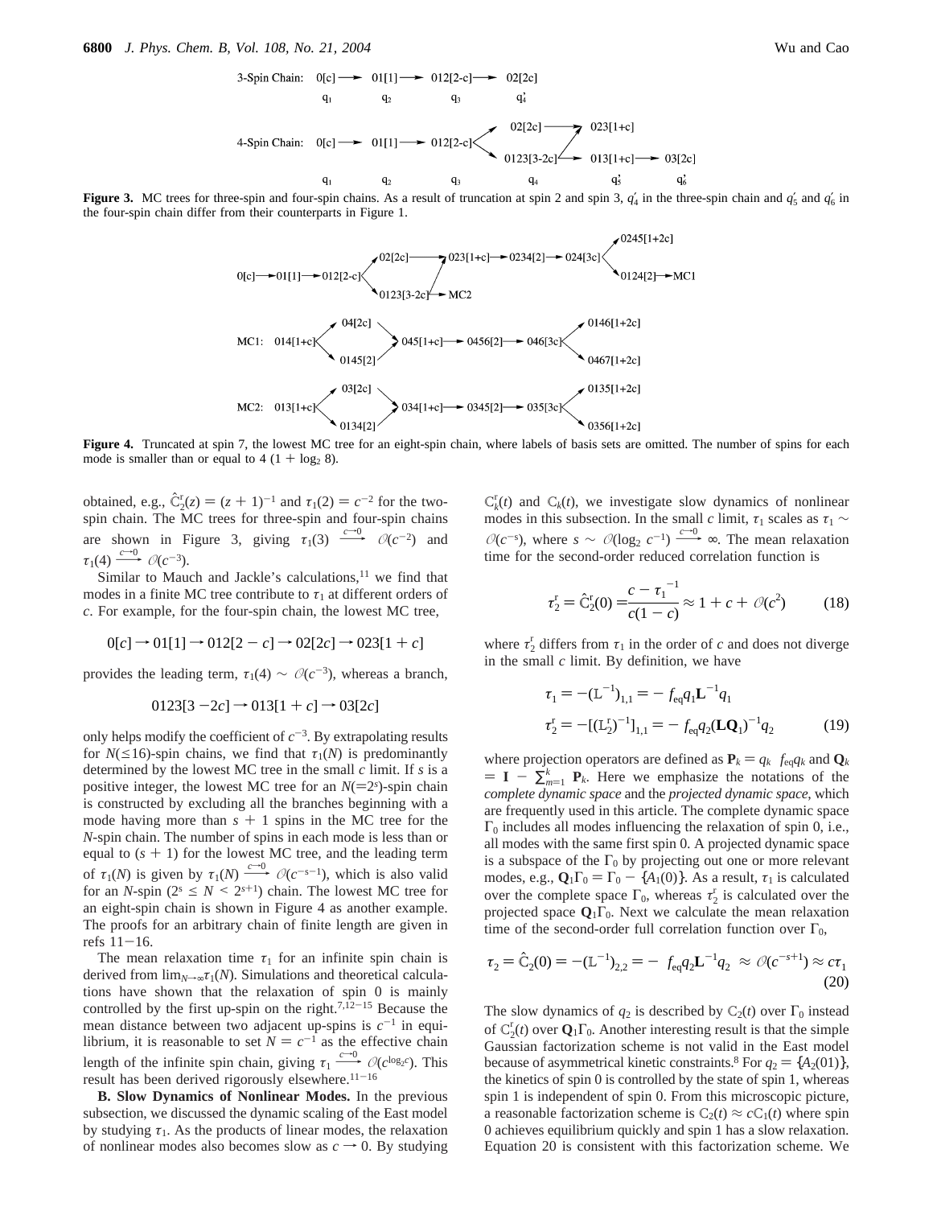3-Spin Chain: 0[c] → 01[1] → 012[2-c] → 02[2c]

$q_1$ $q_2$ $q_3$ $q_4'$

4-Spin Chain: 0[c] → 01[1] → 012[2-c] → 02[2c] → 023[1+c]; 012[2-c] → 0123[3-2c] → 013[1+c] → 03[2c]

$q_1$ $q_2$ $q_3$ $q_4$ $q_5'$ $q_6'$

**Figure 3.** MC trees for three-spin and four-spin chains. As a result of truncation at spin 2 and spin 3, $q_4'$ in the three-spin chain and $q_5'$ and $q_6'$ in the four-spin chain differ from their counterparts in Figure 1.

0[c] → 01[1] → 012[2-c] → 02[2c] → 023[1+c] → 0234[2] → 024[3c] → 0245[1+2c] / 0124[2] → MC1; 012[2-c] → 0123[3-2c] → MC2

MC1: 014[1+c] → 04[2c] / 0145[2] → 045[1+c] → 0456[2] → 046[3c] → 0146[1+2c] / 0467[1+2c]

MC2: 013[1+c] → 03[2c] / 0134[2] → 034[1+c] → 0345[2] → 035[3c] → 0135[1+2c] / 0356[1+2c]

**Figure 4.** Truncated at spin 7, the lowest MC tree for an eight-spin chain, where labels of basis sets are omitted. The number of spins for each mode is smaller than or equal to 4 ($1 + \log_2 8$).

obtained, e.g., $\hat{\mathbb{C}}_2^{\mathrm{r}}(z) = (z+1)^{-1}$ and $\tau_1(2) = c^{-2}$ for the two-spin chain. The MC trees for three-spin and four-spin chains are shown in Figure 3, giving $\tau_1(3) \xrightarrow{c\to 0} \mathcal{O}(c^{-2})$ and $\tau_1(4) \xrightarrow{c\to 0} \mathcal{O}(c^{-3})$.

Similar to Mauch and Jackle's calculations,[11] we find that modes in a finite MC tree contribute to $\tau_1$ at different orders of $c$. For example, for the four-spin chain, the lowest MC tree,

$$0[c] \rightarrow 01[1] \rightarrow 012[2-c] \rightarrow 02[2c] \rightarrow 023[1+c]$$

provides the leading term, $\tau_1(4) \sim \mathcal{O}(c^{-3})$, whereas a branch,

$$0123[3-2c] \rightarrow 013[1+c] \rightarrow 03[2c]$$

only helps modify the coefficient of $c^{-3}$. By extrapolating results for $N(\le 16)$-spin chains, we find that $\tau_1(N)$ is predominantly determined by the lowest MC tree in the small $c$ limit. If $s$ is a positive integer, the lowest MC tree for an $N(=2^s)$-spin chain is constructed by excluding all the branches beginning with a mode having more than $s+1$ spins in the MC tree for the $N$-spin chain. The number of spins in each mode is less than or equal to $(s+1)$ for the lowest MC tree, and the leading term of $\tau_1(N)$ is given by $\tau_1(N) \xrightarrow{c\to 0} \mathcal{O}(c^{-s-1})$, which is also valid for an $N$-spin ($2^s \le N < 2^{s+1}$) chain. The lowest MC tree for an eight-spin chain is shown in Figure 4 as another example. The proofs for an arbitrary chain of finite length are given in refs 11−16.

The mean relaxation time $\tau_1$ for an infinite spin chain is derived from $\lim_{N\to\infty}\tau_1(N)$. Simulations and theoretical calculations have shown that the relaxation of spin 0 is mainly controlled by the first up-spin on the right.[7,12−15] Because the mean distance between two adjacent up-spins is $c^{-1}$ in equilibrium, it is reasonable to set $N = c^{-1}$ as the effective chain length of the infinite spin chain, giving $\tau_1 \xrightarrow{c\to 0} \mathcal{O}(c^{\log_2 c})$. This result has been derived rigorously elsewhere.[11−16]

**B. Slow Dynamics of Nonlinear Modes.** In the previous subsection, we discussed the dynamic scaling of the East model by studying $\tau_1$. As the products of linear modes, the relaxation of nonlinear modes also becomes slow as $c \to 0$. By studying $\mathbb{C}_k^{\mathrm{r}}(t)$ and $\mathbb{C}_k(t)$, we investigate slow dynamics of nonlinear modes in this subsection. In the small $c$ limit, $\tau_1$ scales as $\tau_1 \sim \mathcal{O}(c^{-s})$, where $s \sim \mathcal{O}(\log_2 c^{-1}) \xrightarrow{c\to 0} \infty$. The mean relaxation time for the second-order reduced correlation function is

$$\tau_2^{\mathrm{r}} = \hat{\mathbb{C}}_2^{\mathrm{r}}(0) = \frac{c - \tau_1^{-1}}{c(1-c)} \approx 1 + c + \mathcal{O}(c^2) \tag{18}$$

where $\tau_2^{\mathrm{r}}$ differs from $\tau_1$ in the order of $c$ and does not diverge in the small $c$ limit. By definition, we have

$$\begin{aligned}\tau_1 &= -(\mathbb{L}^{-1})_{1,1} = -\ f_{\mathrm{eq}} q_1 \mathbf{L}^{-1} q_1 \\ \tau_2^{\mathrm{r}} &= -[(\mathbb{L}_2^{\mathrm{r}})^{-1}]_{1,1} = -\ f_{\mathrm{eq}} q_2 (\mathbf{L}\mathbf{Q}_1)^{-1} q_2\end{aligned} \tag{19}$$

where projection operators are defined as $\mathbf{P}_k = q_k\ \ f_{\mathrm{eq}} q_k$ and $\mathbf{Q}_k = \mathbf{I} - \sum_{m=1}^{k} \mathbf{P}_k$. Here we emphasize the notations of the *complete dynamic space* and the *projected dynamic space*, which are frequently used in this article. The complete dynamic space $\Gamma_0$ includes all modes influencing the relaxation of spin 0, i.e., all modes with the same first spin 0. A projected dynamic space is a subspace of the $\Gamma_0$ by projecting out one or more relevant modes, e.g., $\mathbf{Q}_1\Gamma_0 = \Gamma_0 - \{A_1(0)\}$. As a result, $\tau_1$ is calculated over the complete space $\Gamma_0$, whereas $\tau_2^{\mathrm{r}}$ is calculated over the projected space $\mathbf{Q}_1\Gamma_0$. Next we calculate the mean relaxation time of the second-order full correlation function over $\Gamma_0$,

$$\tau_2 = \hat{\mathbb{C}}_2(0) = -(\mathbb{L}^{-1})_{2,2} = -\ f_{\mathrm{eq}} q_2 \mathbf{L}^{-1} q_2\ \approx \mathcal{O}(c^{-s+1}) \approx c\tau_1 \tag{20}$$

The slow dynamics of $q_2$ is described by $\mathbb{C}_2(t)$ over $\Gamma_0$ instead of $\mathbb{C}_2^{\mathrm{r}}(t)$ over $\mathbf{Q}_1\Gamma_0$. Another interesting result is that the simple Gaussian factorization scheme is not valid in the East model because of asymmetrical kinetic constraints.[8] For $q_2 = \{A_2(01)\}$, the kinetics of spin 0 is controlled by the state of spin 1, whereas spin 1 is independent of spin 0. From this microscopic picture, a reasonable factorization scheme is $\mathbb{C}_2(t) \approx c\mathbb{C}_1(t)$ where spin 0 achieves equilibrium quickly and spin 1 has a slow relaxation. Equation 20 is consistent with this factorization scheme. We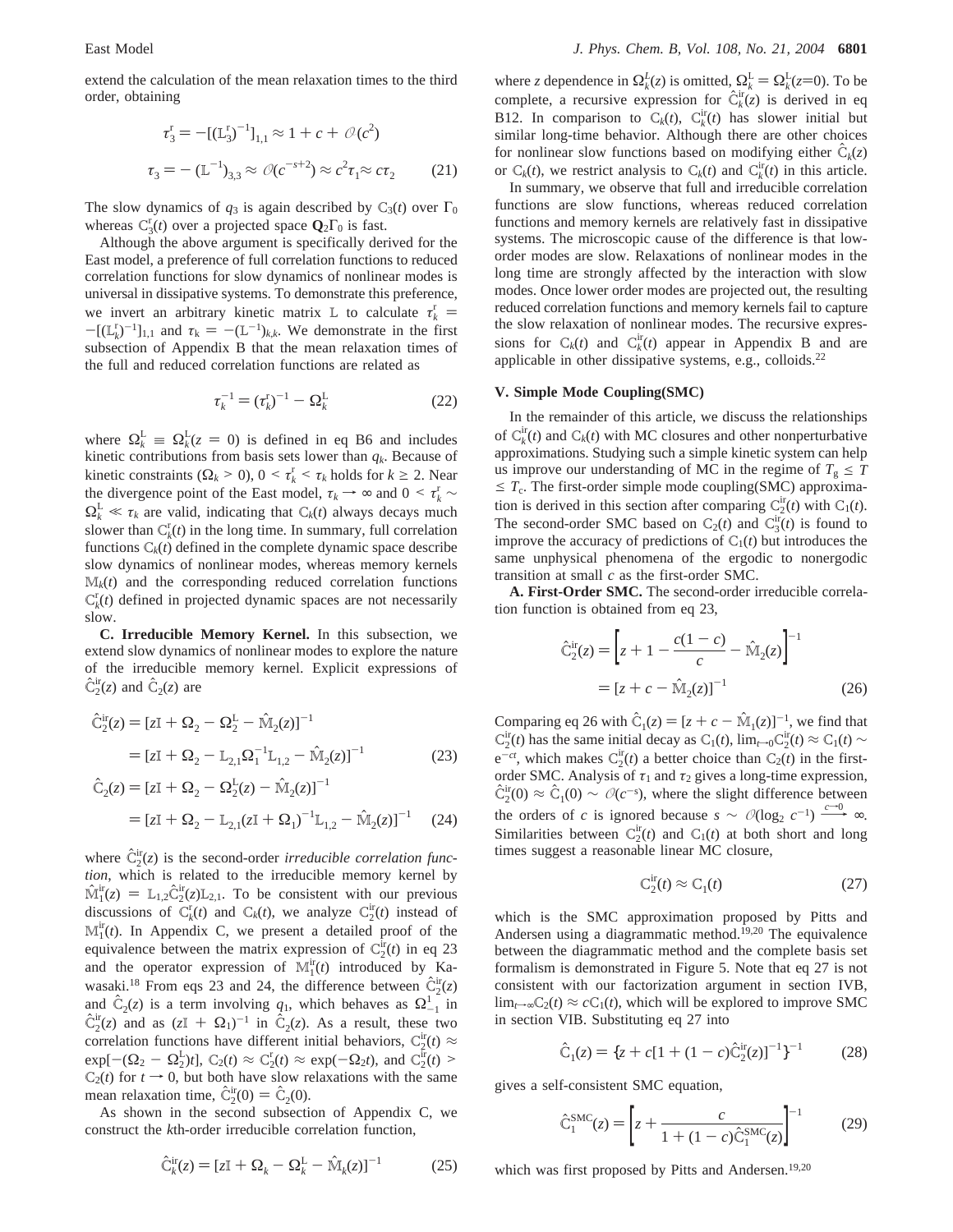extend the calculation of the mean relaxation times to the third order, obtaining

$$\tau_3^{\mathrm{r}} = -[(\mathbb{L}_3^{\mathrm{r}})^{-1}]_{1,1} \approx 1 + c + \mathcal{O}(c^2)$$

$$\tau_3 = -(\mathbb{L}^{-1})_{3,3} \approx \mathcal{O}(c^{-s+2}) \approx c^2\tau_1 \approx c\tau_2 \tag{21}$$

The slow dynamics of $q_3$ is again described by $\mathbb{C}_3(t)$ over $\Gamma_0$ whereas $\mathbb{C}_3^{\mathrm{r}}(t)$ over a projected space $\mathbf{Q}_2\Gamma_0$ is fast.

Although the above argument is specifically derived for the East model, a preference of full correlation functions to reduced correlation functions for slow dynamics of nonlinear modes is universal in dissipative systems. To demonstrate this preference, we invert an arbitrary kinetic matrix $\mathbb{L}$ to calculate $\tau_k^{\mathrm{r}} = -[(\mathbb{L}_k^{\mathrm{r}})^{-1}]_{1,1}$ and $\tau_k = -(\mathbb{L}^{-1})_{k,k}$. We demonstrate in the first subsection of Appendix B that the mean relaxation times of the full and reduced correlation functions are related as

$$\tau_k^{-1} = (\tau_k^{\mathrm{r}})^{-1} - \Omega_k^{\mathrm{L}} \tag{22}$$

where $\Omega_k^{\mathrm{L}} \equiv \Omega_k^{\mathrm{L}}(z = 0)$ is defined in eq B6 and includes kinetic contributions from basis sets lower than $q_k$. Because of kinetic constraints ($\Omega_k > 0$), $0 < \tau_k^{\mathrm{r}} < \tau_k$ holds for $k \geq 2$. Near the divergence point of the East model, $\tau_k \to \infty$ and $0 < \tau_k^{\mathrm{r}} \sim \Omega_k^{\mathrm{L}} \ll \tau_k$ are valid, indicating that $\mathbb{C}_k(t)$ always decays much slower than $\mathbb{C}_k^{\mathrm{r}}(t)$ in the long time. In summary, full correlation functions $\mathbb{C}_k(t)$ defined in the complete dynamic space describe slow dynamics of nonlinear modes, whereas memory kernels $\mathbb{M}_k(t)$ and the corresponding reduced correlation functions $\mathbb{C}_k^{\mathrm{r}}(t)$ defined in projected dynamic spaces are not necessarily slow.

**C. Irreducible Memory Kernel.** In this subsection, we extend slow dynamics of nonlinear modes to explore the nature of the irreducible memory kernel. Explicit expressions of $\hat{\mathbb{C}}_2^{\mathrm{ir}}(z)$ and $\hat{\mathbb{C}}_2(z)$ are

$$\begin{aligned}\hat{\mathbb{C}}_2^{\mathrm{ir}}(z) &= [z\mathbb{I} + \Omega_2 - \Omega_2^{\mathrm{L}} - \hat{\mathbb{M}}_2(z)]^{-1} \\ &= [z\mathbb{I} + \Omega_2 - \mathbb{L}_{2,1}\Omega_1^{-1}\mathbb{L}_{1,2} - \hat{\mathbb{M}}_2(z)]^{-1}\end{aligned} \tag{23}$$

$$\begin{aligned}\hat{\mathbb{C}}_2(z) &= [z\mathbb{I} + \Omega_2 - \Omega_2^{\mathrm{L}}(z) - \hat{\mathbb{M}}_2(z)]^{-1} \\ &= [z\mathbb{I} + \Omega_2 - \mathbb{L}_{2,1}(z\mathbb{I} + \Omega_1)^{-1}\mathbb{L}_{1,2} - \hat{\mathbb{M}}_2(z)]^{-1}\end{aligned} \tag{24}$$

where $\hat{\mathbb{C}}_2^{\mathrm{ir}}(z)$ is the second-order *irreducible correlation function*, which is related to the irreducible memory kernel by $\hat{\mathbb{M}}_1^{\mathrm{ir}}(z) = \mathbb{L}_{1,2}\hat{\mathbb{C}}_2^{\mathrm{ir}}(z)\mathbb{L}_{2,1}$. To be consistent with our previous discussions of $\mathbb{C}_k^{\mathrm{r}}(t)$ and $\mathbb{C}_k(t)$, we analyze $\mathbb{C}_2^{\mathrm{ir}}(t)$ instead of $\mathbb{M}_1^{\mathrm{ir}}(t)$. In Appendix C, we present a detailed proof of the equivalence between the matrix expression of $\mathbb{C}_2^{\mathrm{ir}}(t)$ in eq 23 and the operator expression of $\mathbb{M}_1^{\mathrm{ir}}(t)$ introduced by Kawasaki.[18] From eqs 23 and 24, the difference between $\hat{\mathbb{C}}_2^{\mathrm{ir}}(z)$ and $\hat{\mathbb{C}}_2(z)$ is a term involving $q_1$, which behaves as $\Omega_{-1}^{1}$ in $\hat{\mathbb{C}}_2^{\mathrm{ir}}(z)$ and as $(z\mathbb{I} + \Omega_1)^{-1}$ in $\hat{\mathbb{C}}_2(z)$. As a result, these two correlation functions have different initial behaviors, $\mathbb{C}_2^{\mathrm{ir}}(t) \approx \exp[-(\Omega_2 - \Omega_2^{\mathrm{L}})t]$, $\mathbb{C}_2(t) \approx \mathbb{C}_2^{\mathrm{r}}(t) \approx \exp(-\Omega_2 t)$, and $\mathbb{C}_2^{\mathrm{ir}}(t) > \mathbb{C}_2(t)$ for $t \to 0$, but both have slow relaxations with the same mean relaxation time, $\hat{\mathbb{C}}_2^{\mathrm{ir}}(0) = \hat{\mathbb{C}}_2(0)$.

As shown in the second subsection of Appendix C, we construct the $k$th-order irreducible correlation function,

$$\hat{\mathbb{C}}_k^{\mathrm{ir}}(z) = [z\mathbb{I} + \Omega_k - \Omega_k^{\mathrm{L}} - \hat{\mathbb{M}}_k(z)]^{-1} \tag{25}$$

where $z$ dependence in $\Omega_k^L(z)$ is omitted, $\Omega_k^{\mathrm{L}} = \Omega_k^{\mathrm{L}}(z{=}0)$. To be complete, a recursive expression for $\hat{\mathbb{C}}_k^{\mathrm{ir}}(z)$ is derived in eq B12. In comparison to $\mathbb{C}_k(t)$, $\mathbb{C}_k^{\mathrm{ir}}(t)$ has slower initial but similar long-time behavior. Although there are other choices for nonlinear slow functions based on modifying either $\hat{\mathbb{C}}_k(z)$ or $\mathbb{C}_k(t)$, we restrict analysis to $\mathbb{C}_k(t)$ and $\mathbb{C}_k^{\mathrm{ir}}(t)$ in this article.

In summary, we observe that full and irreducible correlation functions are slow functions, whereas reduced correlation functions and memory kernels are relatively fast in dissipative systems. The microscopic cause of the difference is that low-order modes are slow. Relaxations of nonlinear modes in the long time are strongly affected by the interaction with slow modes. Once lower order modes are projected out, the resulting reduced correlation functions and memory kernels fail to capture the slow relaxation of nonlinear modes. The recursive expressions for $\mathbb{C}_k(t)$ and $\mathbb{C}_k^{\mathrm{ir}}(t)$ appear in Appendix B and are applicable in other dissipative systems, e.g., colloids.[22]

## V. Simple Mode Coupling(SMC)

In the remainder of this article, we discuss the relationships of $\mathbb{C}_k^{\mathrm{ir}}(t)$ and $\mathbb{C}_k(t)$ with MC closures and other nonperturbative approximations. Studying such a simple kinetic system can help us improve our understanding of MC in the regime of $T_g \leq T \leq T_c$. The first-order simple mode coupling(SMC) approximation is derived in this section after comparing $\mathbb{C}_2^{\mathrm{ir}}(t)$ with $\mathbb{C}_1(t)$. The second-order SMC based on $\mathbb{C}_2(t)$ and $\mathbb{C}_3^{\mathrm{ir}}(t)$ is found to improve the accuracy of predictions of $\mathbb{C}_1(t)$ but introduces the same unphysical phenomena of the ergodic to nonergodic transition at small $c$ as the first-order SMC.

**A. First-Order SMC.** The second-order irreducible correlation function is obtained from eq 23,

$$\begin{aligned}\hat{\mathbb{C}}_2^{\mathrm{ir}}(z) &= \left[z + 1 - \frac{c(1-c)}{c} - \hat{\mathbb{M}}_2(z)\right]^{-1} \\ &= [z + c - \hat{\mathbb{M}}_2(z)]^{-1}\end{aligned} \tag{26}$$

Comparing eq 26 with $\hat{\mathbb{C}}_1(z) = [z + c - \hat{\mathbb{M}}_1(z)]^{-1}$, we find that $\mathbb{C}_2^{\mathrm{ir}}(t)$ has the same initial decay as $\mathbb{C}_1(t)$, $\lim_{t\to 0}\mathbb{C}_2^{\mathrm{ir}}(t) \approx \mathbb{C}_1(t) \sim e^{-ct}$, which makes $\mathbb{C}_2^{\mathrm{ir}}(t)$ a better choice than $\mathbb{C}_2(t)$ in the first-order SMC. Analysis of $\tau_1$ and $\tau_2$ gives a long-time expression, $\hat{\mathbb{C}}_2^{\mathrm{ir}}(0) \approx \hat{\mathbb{C}}_1(0) \sim \mathcal{O}(c^{-s})$, where the slight difference between the orders of $c$ is ignored because $s \sim \mathcal{O}(\log_2 c^{-1}) \xrightarrow{c\to 0} \infty$. Similarities between $\mathbb{C}_2^{\mathrm{ir}}(t)$ and $\mathbb{C}_1(t)$ at both short and long times suggest a reasonable linear MC closure,

$$\mathbb{C}_2^{\mathrm{ir}}(t) \approx \mathbb{C}_1(t) \tag{27}$$

which is the SMC approximation proposed by Pitts and Andersen using a diagrammatic method.[19,20] The equivalence between the diagrammatic method and the complete basis set formalism is demonstrated in Figure 5. Note that eq 27 is not consistent with our factorization argument in section IVB, $\lim_{t\to\infty}\mathbb{C}_2(t) \approx c\mathbb{C}_1(t)$, which will be explored to improve SMC in section VIB. Substituting eq 27 into

$$\hat{\mathbb{C}}_1(z) = \{z + c[1 + (1-c)\hat{\mathbb{C}}_2^{\mathrm{ir}}(z)]^{-1}\}^{-1} \tag{28}$$

gives a self-consistent SMC equation,

$$\hat{\mathbb{C}}_1^{\mathrm{SMC}}(z) = \left[z + \frac{c}{1 + (1-c)\hat{\mathbb{C}}_1^{\mathrm{SMC}}(z)}\right]^{-1} \tag{29}$$

which was first proposed by Pitts and Andersen.[19,20]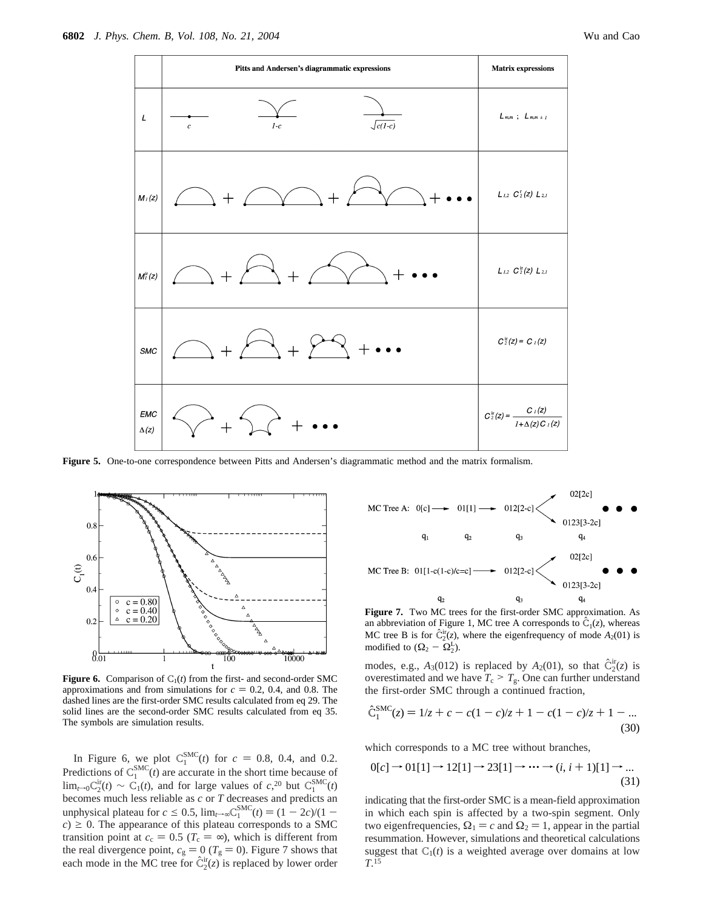Figure 5. One-to-one correspondence between Pitts and Andersen's diagrammatic method and the matrix formalism.

Figure 6. Comparison of $\mathbb{C}_1(t)$ from the first- and second-order SMC approximations and from simulations for $c = 0.2$, 0.4, and 0.8. The dashed lines are the first-order SMC results calculated from eq 29. The solid lines are the second-order SMC results calculated from eq 35. The symbols are simulation results.

In Figure 6, we plot $\mathbb{C}_1^{\mathrm{SMC}}(t)$ for $c = 0.8$, 0.4, and 0.2. Predictions of $\mathbb{C}_1^{\mathrm{SMC}}(t)$ are accurate in the short time because of $\lim_{t\to 0}\mathbb{C}_2^{\mathrm{ir}}(t) \sim \mathbb{C}_1(t)$, and for large values of $c$,[20] but $\mathbb{C}_1^{\mathrm{SMC}}(t)$ becomes much less reliable as $c$ or $T$ decreases and predicts an unphysical plateau for $c \leq 0.5$, $\lim_{t\to\infty}\mathbb{C}_1^{\mathrm{SMC}}(t) = (1 - 2c)/(1 - c) \geq 0$. The appearance of this plateau corresponds to a SMC transition point at $c_c = 0.5$ ($T_c = \infty$), which is different from the real divergence point, $c_g = 0$ ($T_g = 0$). Figure 7 shows that each mode in the MC tree for $\hat{\mathbb{C}}_2^{\mathrm{ir}}(z)$ is replaced by lower order modes, e.g., $A_3(012)$ is replaced by $A_2(01)$, so that $\hat{\mathbb{C}}_2^{\mathrm{ir}}(z)$ is overestimated and we have $T_c > T_g$. One can further understand the first-order SMC through a continued fraction,

$$\hat{\mathbb{C}}_1^{\mathrm{SMC}}(z) = 1/z + c - c(1-c)/z + 1 - c(1-c)/z + 1 - ... \tag{30}$$

which corresponds to a MC tree without branches,

$$0[c] \rightarrow 01[1] \rightarrow 12[1] \rightarrow 23[1] \rightarrow \cdots \rightarrow (i, i+1)[1] \rightarrow ... \tag{31}$$

indicating that the first-order SMC is a mean-field approximation in which each spin is affected by a two-spin segment. Only two eigenfrequencies, $\Omega_1 = c$ and $\Omega_2 = 1$, appear in the partial resummation. However, simulations and theoretical calculations suggest that $\mathbb{C}_1(t)$ is a weighted average over domains at low $T$.[15]

Figure 7. Two MC trees for the first-order SMC approximation. As an abbreviation of Figure 1, MC tree A corresponds to $\hat{\mathbb{C}}_1(z)$, whereas MC tree B is for $\hat{\mathbb{C}}_2^{\mathrm{ir}}(z)$, where the eigenfrequency of mode $A_2(01)$ is modified to $(\Omega_2 - \Omega_2^{\mathrm{L}})$.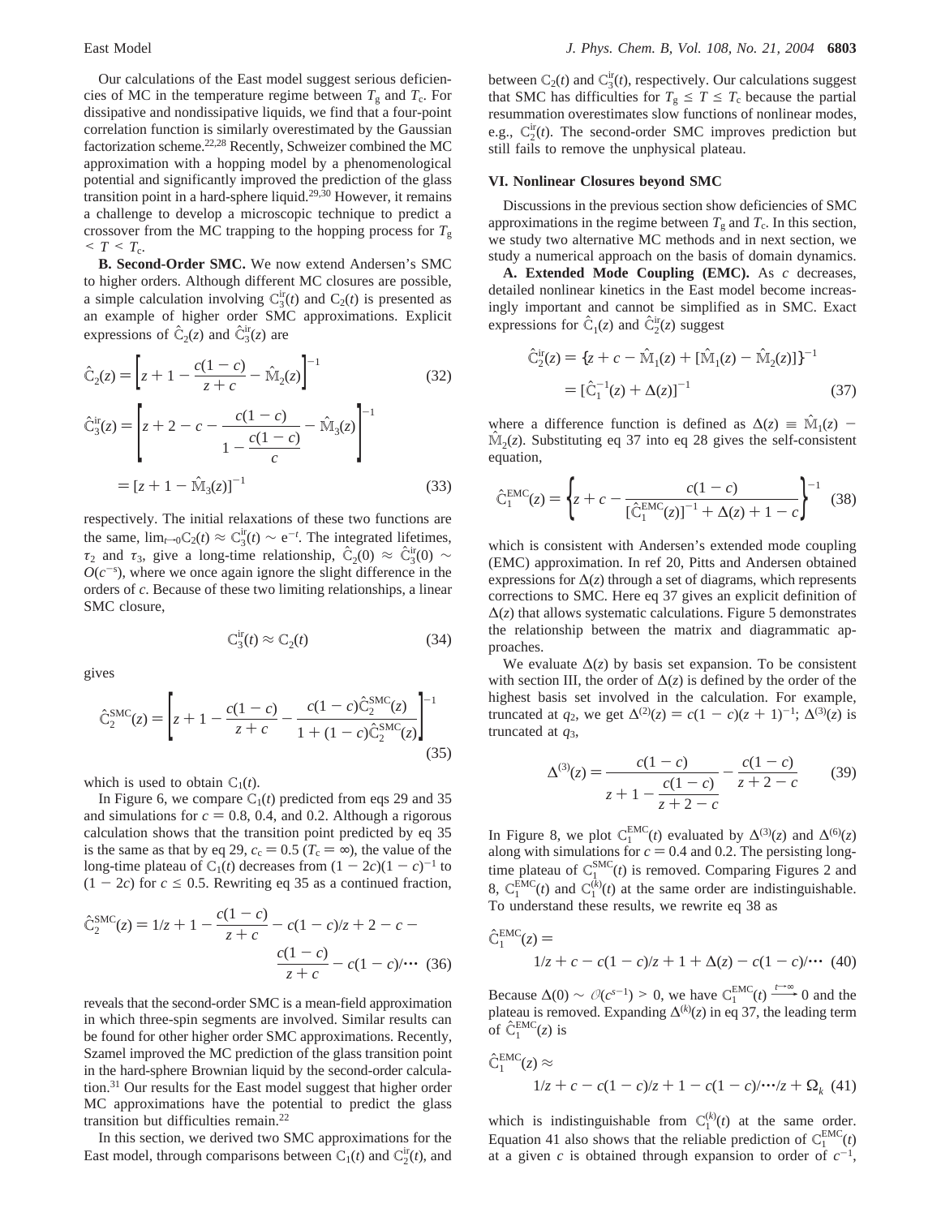Our calculations of the East model suggest serious deficiencies of MC in the temperature regime between $T_g$ and $T_c$. For dissipative and nondissipative liquids, we find that a four-point correlation function is similarly overestimated by the Gaussian factorization scheme.[22,28] Recently, Schweizer combined the MC approximation with a hopping model by a phenomenological potential and significantly improved the prediction of the glass transition point in a hard-sphere liquid.[29,30] However, it remains a challenge to develop a microscopic technique to predict a crossover from the MC trapping to the hopping process for $T_g < T < T_c$.

**B. Second-Order SMC.** We now extend Andersen's SMC to higher orders. Although different MC closures are possible, a simple calculation involving $\mathbb{C}_3^{ir}(t)$ and $\mathbb{C}_2(t)$ is presented as an example of higher order SMC approximations. Explicit expressions of $\hat{\mathbb{C}}_2(z)$ and $\hat{\mathbb{C}}_3^{ir}(z)$ are

$$\hat{\mathbb{C}}_2(z) = \left[z + 1 - \frac{c(1-c)}{z+c} - \hat{\mathbb{M}}_2(z)\right]^{-1} \tag{32}$$

$$\hat{\mathbb{C}}_3^{ir}(z) = \left[z + 2 - c - \frac{c(1-c)}{1 - \dfrac{c(1-c)}{c}} - \hat{\mathbb{M}}_3(z)\right]^{-1} = [z + 1 - \hat{\mathbb{M}}_3(z)]^{-1} \tag{33}$$

respectively. The initial relaxations of these two functions are the same, $\lim_{t\to 0}\mathbb{C}_2(t) \approx \mathbb{C}_3^{ir}(t) \sim e^{-t}$. The integrated lifetimes, $\tau_2$ and $\tau_3$, give a long-time relationship, $\hat{\mathbb{C}}_2(0) \approx \hat{\mathbb{C}}_3^{ir}(0) \sim O(c^{-s})$, where we once again ignore the slight difference in the orders of $c$. Because of these two limiting relationships, a linear SMC closure,

$$\mathbb{C}_3^{ir}(t) \approx \mathbb{C}_2(t) \tag{34}$$

gives

$$\hat{\mathbb{C}}_2^{SMC}(z) = \left[z + 1 - \frac{c(1-c)}{z+c} - \frac{c(1-c)\hat{\mathbb{C}}_2^{SMC}(z)}{1 + (1-c)\hat{\mathbb{C}}_2^{SMC}(z)}\right]^{-1} \tag{35}$$

which is used to obtain $\mathbb{C}_1(t)$.

In Figure 6, we compare $\mathbb{C}_1(t)$ predicted from eqs 29 and 35 and simulations for $c = 0.8$, 0.4, and 0.2. Although a rigorous calculation shows that the transition point predicted by eq 35 is the same as that by eq 29, $c_c = 0.5$ ($T_c = \infty$), the value of the long-time plateau of $\mathbb{C}_1(t)$ decreases from $(1 - 2c)(1 - c)^{-1}$ to $(1 - 2c)$ for $c \leq 0.5$. Rewriting eq 35 as a continued fraction,

$$\hat{\mathbb{C}}_2^{SMC}(z) = 1/z + 1 - \frac{c(1-c)}{z+c} - c(1-c)/z + 2 - c - \frac{c(1-c)}{z+c} - c(1-c)/\cdots \tag{36}$$

reveals that the second-order SMC is a mean-field approximation in which three-spin segments are involved. Similar results can be found for other higher order SMC approximations. Recently, Szamel improved the MC prediction of the glass transition point in the hard-sphere Brownian liquid by the second-order calculation.[31] Our results for the East model suggest that higher order MC approximations have the potential to predict the glass transition but difficulties remain.[22]

In this section, we derived two SMC approximations for the East model, through comparisons between $\mathbb{C}_1(t)$ and $\mathbb{C}_2^{ir}(t)$, and between $\mathbb{C}_2(t)$ and $\mathbb{C}_3^{ir}(t)$, respectively. Our calculations suggest that SMC has difficulties for $T_g \leq T \leq T_c$ because the partial resummation overestimates slow functions of nonlinear modes, e.g., $\mathbb{C}_2^{ir}(t)$. The second-order SMC improves prediction but still fails to remove the unphysical plateau.

## VI. Nonlinear Closures beyond SMC

Discussions in the previous section show deficiencies of SMC approximations in the regime between $T_g$ and $T_c$. In this section, we study two alternative MC methods and in next section, we study a numerical approach on the basis of domain dynamics.

**A. Extended Mode Coupling (EMC).** As $c$ decreases, detailed nonlinear kinetics in the East model become increasingly important and cannot be simplified as in SMC. Exact expressions for $\hat{\mathbb{C}}_1(z)$ and $\hat{\mathbb{C}}_2^{ir}(z)$ suggest

$$\hat{\mathbb{C}}_2^{ir}(z) = \{z + c - \hat{\mathbb{M}}_1(z) + [\hat{\mathbb{M}}_1(z) - \hat{\mathbb{M}}_2(z)]\}^{-1} = [\hat{\mathbb{C}}_1^{-1}(z) + \Delta(z)]^{-1} \tag{37}$$

where a difference function is defined as $\Delta(z) \equiv \hat{\mathbb{M}}_1(z) - \hat{\mathbb{M}}_2(z)$. Substituting eq 37 into eq 28 gives the self-consistent equation,

$$\hat{\mathbb{C}}_1^{EMC}(z) = \left\{z + c - \frac{c(1-c)}{[\hat{\mathbb{C}}_1^{EMC}(z)]^{-1} + \Delta(z) + 1 - c}\right\}^{-1} \tag{38}$$

which is consistent with Andersen's extended mode coupling (EMC) approximation. In ref 20, Pitts and Andersen obtained expressions for $\Delta(z)$ through a set of diagrams, which represents corrections to SMC. Here eq 37 gives an explicit definition of $\Delta(z)$ that allows systematic calculations. Figure 5 demonstrates the relationship between the matrix and diagrammatic approaches.

We evaluate $\Delta(z)$ by basis set expansion. To be consistent with section III, the order of $\Delta(z)$ is defined by the order of the highest basis set involved in the calculation. For example, truncated at $q_2$, we get $\Delta^{(2)}(z) = c(1 - c)(z + 1)^{-1}$; $\Delta^{(3)}(z)$ is truncated at $q_3$,

$$\Delta^{(3)}(z) = \frac{c(1-c)}{z + 1 - \dfrac{c(1-c)}{z + 2 - c}} - \frac{c(1-c)}{z + 2 - c} \tag{39}$$

In Figure 8, we plot $\mathbb{C}_1^{EMC}(t)$ evaluated by $\Delta^{(3)}(z)$ and $\Delta^{(6)}(z)$ along with simulations for $c = 0.4$ and 0.2. The persisting long-time plateau of $\mathbb{C}_1^{SMC}(t)$ is removed. Comparing Figures 2 and 8, $\mathbb{C}_1^{EMC}(t)$ and $\mathbb{C}_1^{(k)}(t)$ at the same order are indistinguishable. To understand these results, we rewrite eq 38 as

$$\hat{\mathbb{C}}_1^{EMC}(z) = 1/z + c - c(1-c)/z + 1 + \Delta(z) - c(1-c)/\cdots \tag{40}$$

Because $\Delta(0) \sim \mathcal{O}(c^{s-1}) > 0$, we have $\mathbb{C}_1^{EMC}(t) \xrightarrow{t\to\infty} 0$ and the plateau is removed. Expanding $\Delta^{(k)}(z)$ in eq 37, the leading term of $\hat{\mathbb{C}}_1^{EMC}(z)$ is

$$\hat{\mathbb{C}}_1^{EMC}(z) \approx 1/z + c - c(1-c)/z + 1 - c(1-c)/\cdots/z + \Omega_k \tag{41}$$

which is indistinguishable from $\mathbb{C}_1^{(k)}(t)$ at the same order. Equation 41 also shows that the reliable prediction of $\mathbb{C}_1^{EMC}(t)$ at a given $c$ is obtained through expansion to order of $c^{-1}$,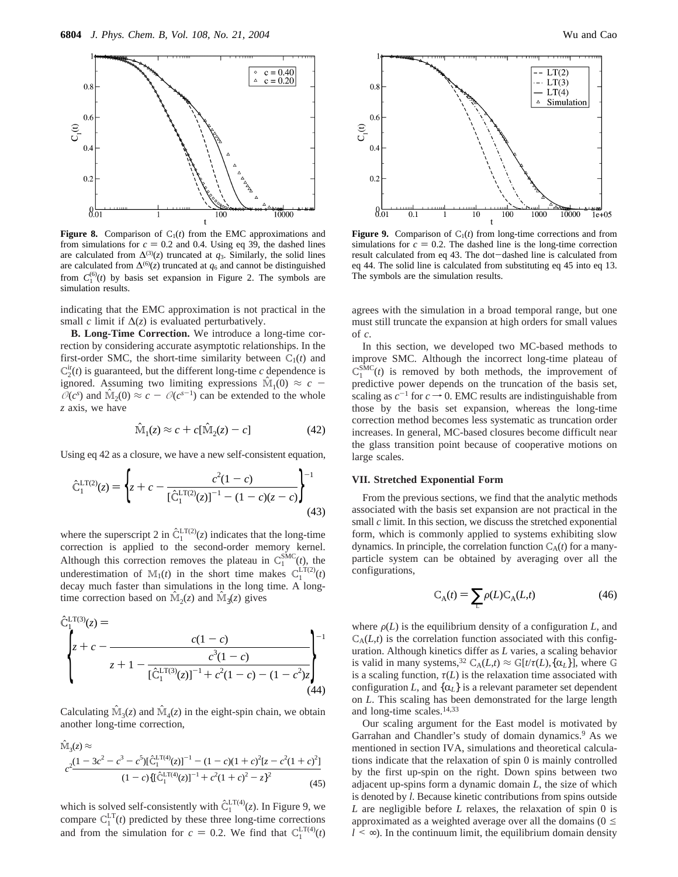**Figure 8.** Comparison of $\mathbb{C}_1(t)$ from the EMC approximations and from simulations for $c = 0.2$ and 0.4. Using eq 39, the dashed lines are calculated from $\Delta^{(3)}(z)$ truncated at $q_3$. Similarly, the solid lines are calculated from $\Delta^{(6)}(z)$ truncated at $q_6$ and cannot be distinguished from $C_1^{(6)}(t)$ by basis set expansion in Figure 2. The symbols are simulation results.

**Figure 9.** Comparison of $\mathbb{C}_1(t)$ from long-time corrections and from simulations for $c = 0.2$. The dashed line is the long-time correction result calculated from eq 43. The dot−dashed line is calculated from eq 44. The solid line is calculated from substituting eq 45 into eq 13. The symbols are the simulation results.

indicating that the EMC approximation is not practical in the small $c$ limit if $\Delta(z)$ is evaluated perturbatively.

**B. Long-Time Correction.** We introduce a long-time correction by considering accurate asymptotic relationships. In the first-order SMC, the short-time similarity between $\mathbb{C}_1(t)$ and $\mathbb{C}_2^{\text{ir}}(t)$ is guaranteed, but the different long-time $c$ dependence is ignored. Assuming two limiting expressions $\hat{\mathbb{M}}_1(0) \approx c - \mathcal{O}(c^s)$ and $\hat{\mathbb{M}}_2(0) \approx c - \mathcal{O}(c^{s-1})$ can be extended to the whole $z$ axis, we have

$$\hat{\mathbb{M}}_1(z) \approx c + c[\hat{\mathbb{M}}_2(z) - c] \tag{42}$$

Using eq 42 as a closure, we have a new self-consistent equation,

$$\hat{\mathbb{C}}_1^{\text{LT}(2)}(z) = \left\{ z + c - \frac{c^2(1-c)}{[\hat{\mathbb{C}}_1^{\text{LT}(2)}(z)]^{-1} - (1-c)(z-c)} \right\}^{-1} \tag{43}$$

where the superscript 2 in $\hat{\mathbb{C}}_1^{\text{LT}(2)}(z)$ indicates that the long-time correction is applied to the second-order memory kernel. Although this correction removes the plateau in $\mathbb{C}_1^{\text{SMC}}(t)$, the underestimation of $\mathbb{M}_1(t)$ in the short time makes $\mathbb{C}_1^{\text{LT}(2)}(t)$ decay much faster than simulations in the long time. A long-time correction based on $\hat{\mathbb{M}}_2(z)$ and $\hat{\mathbb{M}}_3(z)$ gives

$$\hat{\mathbb{C}}_1^{\text{LT}(3)}(z) = \left\{ z + c - \frac{c(1-c)}{z + 1 - \dfrac{c^3(1-c)}{[\hat{\mathbb{C}}_1^{\text{LT}(3)}(z)]^{-1} + c^2(1-c) - (1-c^2)z}} \right\}^{-1} \tag{44}$$

Calculating $\hat{\mathbb{M}}_3(z)$ and $\hat{\mathbb{M}}_4(z)$ in the eight-spin chain, we obtain another long-time correction,

$$\hat{\mathbb{M}}_3(z) \approx c^2 \frac{(1 - 3c^2 - c^3 - c^5)[\hat{\mathbb{C}}_1^{\text{LT}(4)}(z)]^{-1} - (1-c)(1+c)^2[z - c^2(1+c)^2]}{(1-c)\{[\hat{\mathbb{C}}_1^{\text{LT}(4)}(z)]^{-1} + c^2(1+c)^2 - z\}^2} \tag{45}$$

which is solved self-consistently with $\hat{\mathbb{C}}_1^{\text{LT}(4)}(z)$. In Figure 9, we compare $\mathbb{C}_1^{\text{LT}}(t)$ predicted by these three long-time corrections and from the simulation for $c = 0.2$. We find that $\mathbb{C}_1^{\text{LT}(4)}(t)$ agrees with the simulation in a broad temporal range, but one must still truncate the expansion at high orders for small values of $c$.

In this section, we developed two MC-based methods to improve SMC. Although the incorrect long-time plateau of $\mathbb{C}_1^{\text{SMC}}(t)$ is removed by both methods, the improvement of predictive power depends on the truncation of the basis set, scaling as $c^{-1}$ for $c \to 0$. EMC results are indistinguishable from those by the basis set expansion, whereas the long-time correction method becomes less systematic as truncation order increases. In general, MC-based closures become difficult near the glass transition point because of cooperative motions on large scales.

## VII. Stretched Exponential Form

From the previous sections, we find that the analytic methods associated with the basis set expansion are not practical in the small $c$ limit. In this section, we discuss the stretched exponential form, which is commonly applied to systems exhibiting slow dynamics. In principle, the correlation function $\mathbb{C}_A(t)$ for a many-particle system can be obtained by averaging over all the configurations,

$$\mathbb{C}_A(t) = \sum_L \rho(L)\mathbb{C}_A(L,t) \tag{46}$$

where $\rho(L)$ is the equilibrium density of a configuration $L$, and $\mathbb{C}_A(L,t)$ is the correlation function associated with this configuration. Although kinetics differ as $L$ varies, a scaling behavior is valid in many systems,[32] $\mathbb{C}_A(L,t) \approx \mathbb{G}[t/\tau(L),\{\alpha_L\}]$, where $\mathbb{G}$ is a scaling function, $\tau(L)$ is the relaxation time associated with configuration $L$, and $\{\alpha_L\}$ is a relevant parameter set dependent on $L$. This scaling has been demonstrated for the large length and long-time scales.[14,33]

Our scaling argument for the East model is motivated by Garrahan and Chandler's study of domain dynamics.[9] As we mentioned in section IVA, simulations and theoretical calculations indicate that the relaxation of spin 0 is mainly controlled by the first up-spin on the right. Down spins between two adjacent up-spins form a dynamic domain $L$, the size of which is denoted by $l$. Because kinetic contributions from spins outside $L$ are negligible before $L$ relaxes, the relaxation of spin 0 is approximated as a weighted average over all the domains ($0 \leq l < \infty$). In the continuum limit, the equilibrium domain density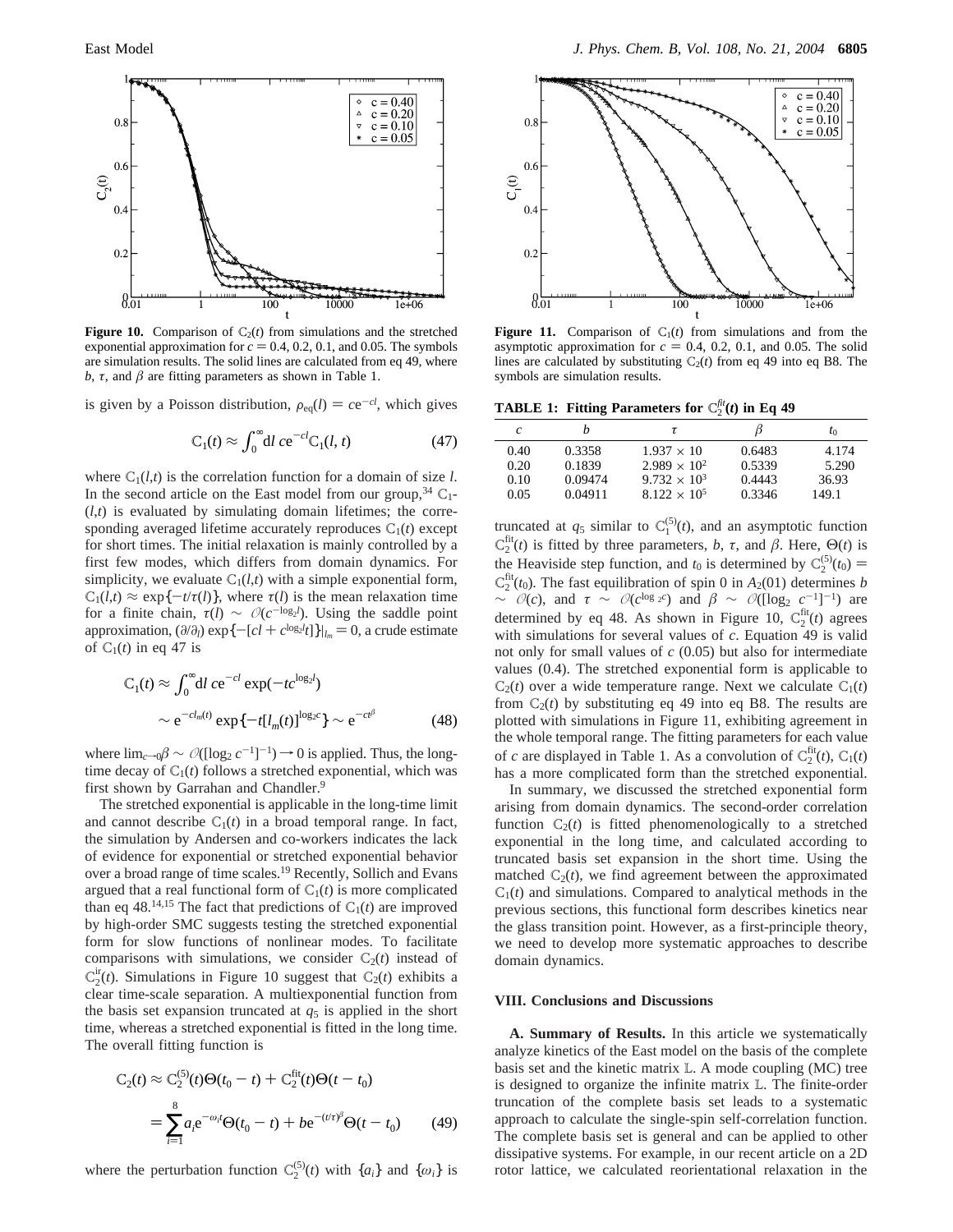**Figure 10.** Comparison of $\mathbb{C}_2(t)$ from simulations and the stretched exponential approximation for $c = 0.4$, 0.2, 0.1, and 0.05. The symbols are simulation results. The solid lines are calculated from eq 49, where $b$, $\tau$, and $\beta$ are fitting parameters as shown in Table 1.

**Figure 11.** Comparison of $\mathbb{C}_1(t)$ from simulations and from the asymptotic approximation for $c = 0.4$, 0.2, 0.1, and 0.05. The solid lines are calculated by substituting $\mathbb{C}_2(t)$ from eq 49 into eq B8. The symbols are simulation results.

is given by a Poisson distribution, $\rho_{eq}(l) = ce^{-cl}$, which gives

$$\mathbb{C}_1(t) \approx \int_0^\infty dl\, ce^{-cl}\mathbb{C}_1(l, t) \tag{47}$$

where $\mathbb{C}_1(l,t)$ is the correlation function for a domain of size $l$. In the second article on the East model from our group,[34] $\mathbb{C}_1(l,t)$ is evaluated by simulating domain lifetimes; the corresponding averaged lifetime accurately reproduces $\mathbb{C}_1(t)$ except for short times. The initial relaxation is mainly controlled by a first few modes, which differs from domain dynamics. For simplicity, we evaluate $\mathbb{C}_1(l,t)$ with a simple exponential form, $\mathbb{C}_1(l,t) \approx \exp\{-t/\tau(l)\}$, where $\tau(l)$ is the mean relaxation time for a finite chain, $\tau(l) \sim \mathcal{O}(c^{-\log_2 l})$. Using the saddle point approximation, $(\partial/\partial_l) \exp\{-[cl + c^{\log_2 l}t]\}|_{l_m} = 0$, a crude estimate of $\mathbb{C}_1(t)$ in eq 47 is

$$\mathbb{C}_1(t) \approx \int_0^\infty dl\, ce^{-cl} \exp(-tc^{\log_2 l}) \sim e^{-cl_m(t)} \exp\{-t[l_m(t)]^{\log_2 c}\} \sim e^{-ct^\beta} \tag{48}$$

where $\lim_{c\to 0}\beta \sim \mathcal{O}([\log_2 c^{-1}]^{-1}) \to 0$ is applied. Thus, the long-time decay of $\mathbb{C}_1(t)$ follows a stretched exponential, which was first shown by Garrahan and Chandler.[9]

The stretched exponential is applicable in the long-time limit and cannot describe $\mathbb{C}_1(t)$ in a broad temporal range. In fact, the simulation by Andersen and co-workers indicates the lack of evidence for exponential or stretched exponential behavior over a broad range of time scales.[19] Recently, Sollich and Evans argued that a real functional form of $\mathbb{C}_1(t)$ is more complicated than eq 48.[14,15] The fact that predictions of $\mathbb{C}_1(t)$ are improved by high-order SMC suggests the stretched exponential form for slow functions of nonlinear modes. To facilitate comparisons with simulations, we consider $\mathbb{C}_2(t)$ instead of $\mathbb{C}_2^{ir}(t)$. Simulations in Figure 10 suggest that $\mathbb{C}_2(t)$ exhibits a clear time-scale separation. A multiexponential function from the basis set expansion truncated at $q_5$ is applied in the short time, whereas a stretched exponential is fitted in the long time. The overall fitting function is

$$\mathbb{C}_2(t) \approx \mathbb{C}_2^{(5)}(t)\Theta(t_0 - t) + \mathbb{C}_2^{\rm fit}(t)\Theta(t - t_0) = \sum_{i=1}^{8} a_i e^{-\omega_i t}\Theta(t_0 - t) + be^{-(t/\tau)^\beta}\Theta(t - t_0) \tag{49}$$

where the perturbation function $\mathbb{C}_2^{(5)}(t)$ with $\{a_i\}$ and $\{\omega_i\}$ is truncated at $q_5$ similar to $\mathbb{C}_1^{(5)}(t)$, and an asymptotic function $\mathbb{C}_2^{\rm fit}(t)$ is fitted by three parameters, $b$, $\tau$, and $\beta$. Here, $\Theta(t)$ is the Heaviside step function, and $t_0$ is determined by $\mathbb{C}_2^{(5)}(t_0) = \mathbb{C}_2^{\rm fit}(t_0)$. The fast equilibration of spin 0 in $A_2(01)$ determines $b \sim \mathcal{O}(c)$, and $\tau \sim \mathcal{O}(c^{\log_2 c})$ and $\beta \sim \mathcal{O}([\log_2 c^{-1}]^{-1})$ are determined by eq 48. As shown in Figure 10, $\mathbb{C}_2^{\rm fit}(t)$ agrees with simulations for several values of $c$. Equation 49 is valid not only for small values of $c$ (0.05) but also for intermediate values (0.4). The stretched exponential form is applicable to $\mathbb{C}_2(t)$ over a wide temperature range. Next we calculate $\mathbb{C}_1(t)$ from $\mathbb{C}_2(t)$ by substituting eq 49 into eq B8. The results are plotted with simulations in Figure 11, exhibiting agreement in the whole temporal range. The fitting parameters for each value of $c$ are displayed in Table 1. As a convolution of $\mathbb{C}_2^{\rm fit}(t)$, $\mathbb{C}_1(t)$ has a more complicated form than the stretched exponential.

**TABLE 1: Fitting Parameters for $\mathbb{C}_2^{fit}(t)$ in Eq 49**

| $c$ | $b$ | $\tau$ | $\beta$ | $t_0$ |
|---|---|---|---|---|
| 0.40 | 0.3358 | $1.937 \times 10$ | 0.6483 | 4.174 |
| 0.20 | 0.1839 | $2.989 \times 10^2$ | 0.5339 | 5.290 |
| 0.10 | 0.09474 | $9.732 \times 10^3$ | 0.4443 | 36.93 |
| 0.05 | 0.04911 | $8.122 \times 10^5$ | 0.3346 | 149.1 |

In summary, we discussed the stretched exponential form arising from domain dynamics. The second-order correlation function $\mathbb{C}_2(t)$ is fitted phenomenologically to a stretched exponential in the long time, and calculated according to truncated basis set expansion in the short time. Using the matched $\mathbb{C}_2(t)$, we find agreement between the approximated $\mathbb{C}_1(t)$ and simulations. Compared to analytical methods in the previous sections, this functional form describes kinetics near the glass transition point. However, as a first-principle theory, we need to develop more systematic approaches to describe domain dynamics.

## VIII. Conclusions and Discussions

**A. Summary of Results.** In this article we systematically analyze kinetics of the East model on the basis of the complete basis set and the kinetic matrix $\mathbb{L}$. A mode coupling (MC) tree is designed to organize the infinite matrix $\mathbb{L}$. The finite-order truncation of the complete basis set leads to a systematic approach to calculate the single-spin self-correlation function. The complete basis set is general and can be applied to other dissipative systems. For example, in our recent article on a 2D rotor lattice, we calculated reorientational relaxation in the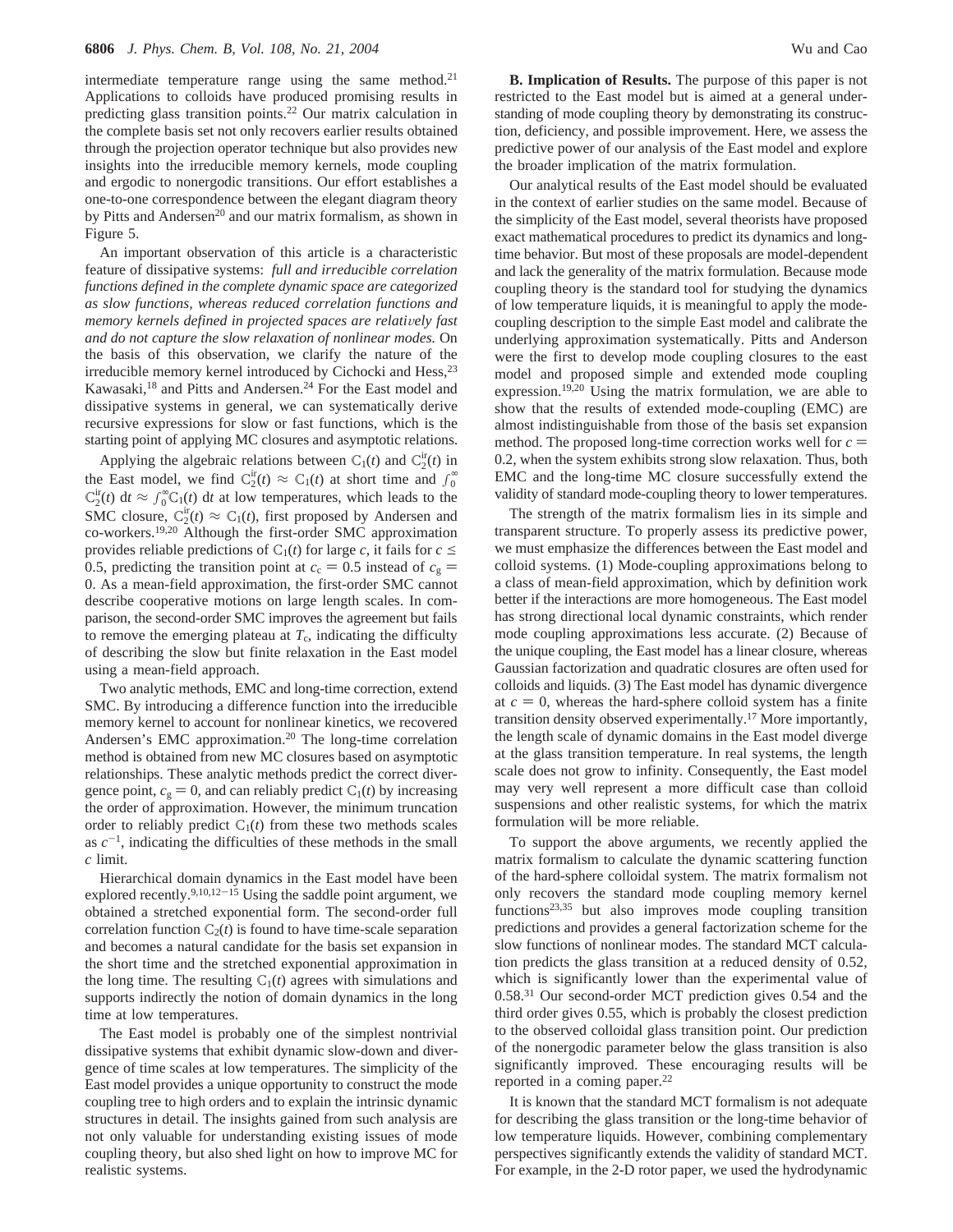intermediate temperature range using the same method.[21] Applications to colloids have produced promising results in predicting glass transition points.[22] Our matrix calculation in the complete basis set not only recovers earlier results obtained through the projection operator technique but also provides new insights into the irreducible memory kernels, mode coupling and ergodic to nonergodic transitions. Our effort establishes a one-to-one correspondence between the elegant diagram theory by Pitts and Andersen[20] and our matrix formalism, as shown in Figure 5.

An important observation of this article is a characteristic feature of dissipative systems: *full and irreducible correlation functions defined in the complete dynamic space are categorized as slow functions, whereas reduced correlation functions and memory kernels defined in projected spaces are relatively fast and do not capture the slow relaxation of nonlinear modes.* On the basis of this observation, we clarify the nature of the irreducible memory kernel introduced by Cichocki and Hess,[23] Kawasaki,[18] and Pitts and Andersen.[24] For the East model and dissipative systems in general, we can systematically derive recursive expressions for slow or fast functions, which is the starting point of applying MC closures and asymptotic relations.

Applying the algebraic relations between $\mathbb{C}_1(t)$ and $\mathbb{C}_2^{\text{ir}}(t)$ in the East model, we find $\mathbb{C}_2^{\text{ir}}(t) \approx \mathbb{C}_1(t)$ at short time and $\int_0^\infty \mathbb{C}_2^{\text{ir}}(t)\, dt \approx \int_0^\infty \mathbb{C}_1(t)\, dt$ at low temperatures, which leads to the SMC closure, $\mathbb{C}_2^{\text{ir}}(t) \approx \mathbb{C}_1(t)$, first proposed by Andersen and co-workers.[19,20] Although the first-order SMC approximation provides reliable predictions of $\mathbb{C}_1(t)$ for large $c$, it fails for $c \leq 0.5$, predicting the transition point at $c_c = 0.5$ instead of $c_g = 0$. As a mean-field approximation, the first-order SMC cannot describe cooperative motions on large length scales. In comparison, the second-order SMC improves the agreement but fails to remove the emerging plateau at $T_c$, indicating the difficulty of describing the slow but finite relaxation in the East model using a mean-field approach.

Two analytic methods, EMC and long-time correction, extend SMC. By introducing a difference function into the irreducible memory kernel to account for nonlinear kinetics, we recovered Andersen's EMC approximation.[20] The long-time correlation method is obtained from new MC closures based on asymptotic relationships. These analytic methods predict the correct divergence point, $c_g = 0$, and can reliably predict $\mathbb{C}_1(t)$ by increasing the order of approximation. However, the minimum truncation order to reliably predict $\mathbb{C}_1(t)$ from these two methods scales as $c^{-1}$, indicating the difficulties of these methods in the small $c$ limit.

Hierarchical domain dynamics in the East model have been explored recently.[9,10,12-15] Using the saddle point argument, we obtained a stretched exponential form. The second-order full correlation function $\mathbb{C}_2(t)$ is found to have time-scale separation and becomes a natural candidate for the basis set expansion in the short time and the stretched exponential approximation in the long time. The resulting $\mathbb{C}_1(t)$ agrees with simulations and supports indirectly the notion of domain dynamics in the long time at low temperatures.

The East model is probably one of the simplest nontrivial dissipative systems that exhibit dynamic slow-down and divergence of time scales at low temperatures. The simplicity of the East model provides a unique opportunity to construct the mode coupling tree to high orders and to explain the intrinsic dynamic structures in detail. The insights gained from such analysis are not only valuable for understanding existing issues of mode coupling theory, but also shed light on how to improve MC for realistic systems.

**B. Implication of Results.** The purpose of this paper is not restricted to the East model but is aimed at a general understanding of mode coupling theory by demonstrating its construction, deficiency, and possible improvement. Here, we assess the predictive power of our analysis of the East model and explore the broader implication of the matrix formulation.

Our analytical results of the East model should be evaluated in the context of earlier studies on the same model. Because of the simplicity of the East model, several theorists have proposed exact mathematical procedures to predict its dynamics and long-time behavior. But most of these proposals are model-dependent and lack the generality of the matrix formulation. Because mode coupling theory is the standard tool for studying the dynamics of low temperature liquids, it is meaningful to apply the mode-coupling description to the simple East model and calibrate the underlying approximation systematically. Pitts and Anderson were the first to develop mode coupling closures to the east model and proposed simple and extended mode coupling expression.[19,20] Using the matrix formulation, we are able to show that the results of extended mode-coupling (EMC) are almost indistinguishable from those of the basis set expansion method. The proposed long-time correction works well for $c = 0.2$, when the system exhibits strong slow relaxation. Thus, both EMC and the long-time MC closure successfully extend the validity of standard mode-coupling theory to lower temperatures.

The strength of the matrix formalism lies in its simple and transparent structure. To properly assess its predictive power, we must emphasize the differences between the East model and colloid systems. (1) Mode-coupling approximations belong to a class of mean-field approximation, which by definition work better if the interactions are more homogeneous. The East model has strong directional local dynamic constraints, which render mode coupling approximations less accurate. (2) Because of the unique coupling, the East model has a linear closure, whereas Gaussian factorization and quadratic closures are often used for colloids and liquids. (3) The East model has dynamic divergence at $c = 0$, whereas the hard-sphere colloid system has a finite transition density observed experimentally.[17] More importantly, the length scale of dynamic domains in the East model diverge at the glass transition temperature. In real systems, the length scale does not grow to infinity. Consequently, the East model may very well represent a more difficult case than colloid suspensions and other realistic systems, for which the matrix formulation will be more reliable.

To support the above arguments, we recently applied the matrix formalism to calculate the dynamic scattering function of the hard-sphere colloidal system. The matrix formalism not only recovers the standard mode coupling memory kernel functions[23,35] but also improves mode coupling transition predictions and provides a general factorization scheme for the slow functions of nonlinear modes. The standard MCT calculation predicts the glass transition at a reduced density of 0.52, which is significantly lower than the experimental value of 0.58.[31] Our second-order MCT prediction gives 0.54 and the third order gives 0.55, which is probably the closest prediction to the observed colloidal glass transition point. Our prediction of the nonergodic parameter below the glass transition is also significantly improved. These encouraging results will be reported in a coming paper.[22]

It is known that the standard MCT formalism is not adequate for describing the glass transition or the long-time behavior of low temperature liquids. However, combining complementary perspectives significantly extends the validity of standard MCT. For example, in the 2-D rotor paper, we used the hydrodynamic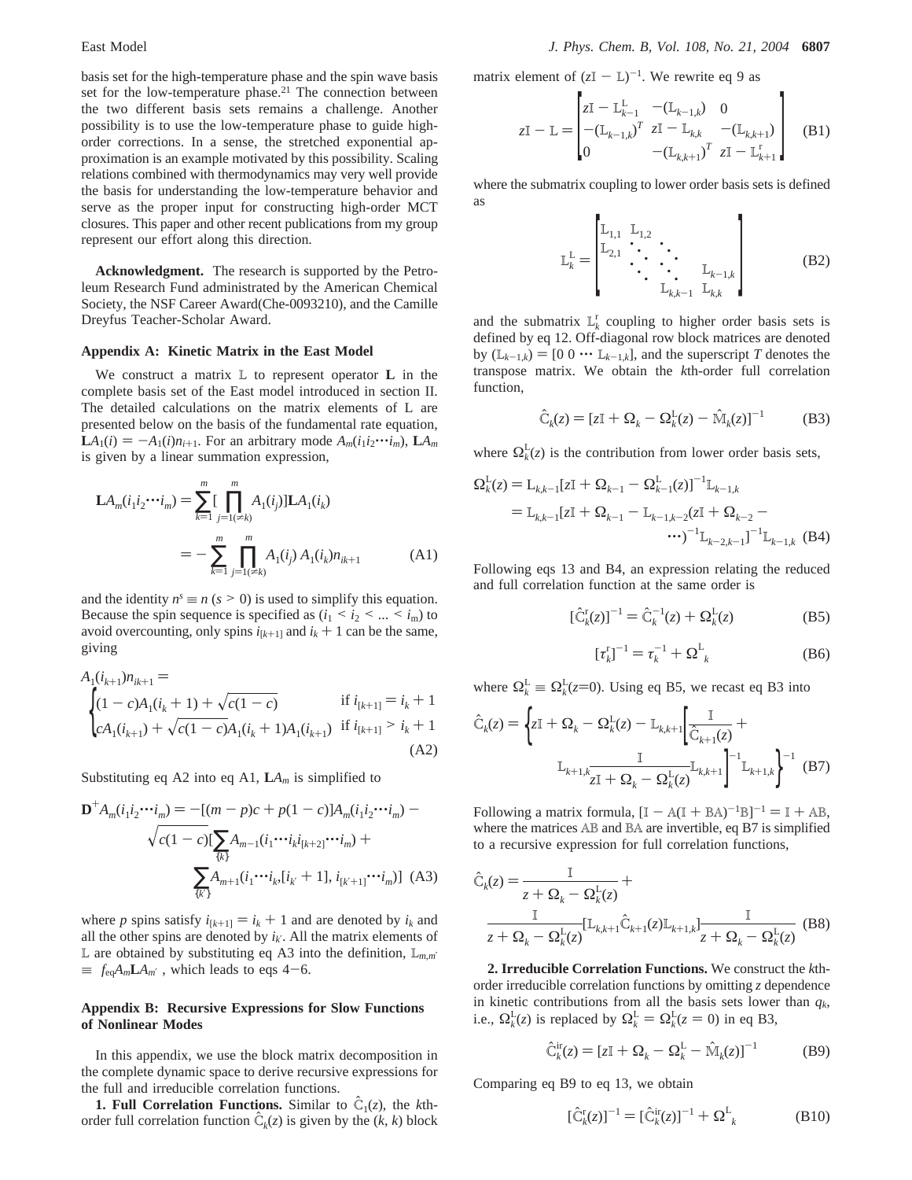basis set for the high-temperature phase and the spin wave basis set for the low-temperature phase.[21] The connection between the two different basis sets remains a challenge. Another possibility is to use the low-temperature phase to guide high-order corrections. In a sense, the stretched exponential approximation is an example motivated by this possibility. Scaling relations combined with thermodynamics may very well provide the basis for understanding the low-temperature behavior and serve as the proper input for constructing high-order MCT closures. This paper and other recent publications from my group represent our effort along this direction.

**Acknowledgment.** The research is supported by the Petroleum Research Fund administrated by the American Chemical Society, the NSF Career Award(Che-0093210), and the Camille Dreyfus Teacher-Scholar Award.

### Appendix A: Kinetic Matrix in the East Model

We construct a matrix $\mathbb{L}$ to represent operator $\mathbf{L}$ in the complete basis set of the East model introduced in section II. The detailed calculations on the matrix elements of L are presented below on the basis of the fundamental rate equation, $\mathbf{L}A_1(i) = -A_1(i)n_{i+1}$. For an arbitrary mode $A_m(i_1i_2\cdots i_m)$, $\mathbf{L}A_m$ is given by a linear summation expression,

$$\mathbf{L}A_m(i_1i_2\cdots i_m) = \sum_{k=1}^{m}[\prod_{j=1(\neq k)}^{m} A_1(i_j)]\mathbf{L}A_1(i_k) = -\sum_{k=1}^{m}\prod_{j=1(\neq k)}^{m} A_1(i_j)\, A_1(i_k)n_{ik+1} \quad \text{(A1)}$$

and the identity $n^s \equiv n$ ($s > 0$) is used to simplify this equation. Because the spin sequence is specified as ($i_1 < i_2 < ... < i_m$) to avoid overcounting, only spins $i_{[k+1]}$ and $i_k + 1$ can be the same, giving

$$A_1(i_{k+1})n_{ik+1} = \begin{cases} (1-c)A_1(i_k+1) + \sqrt{c(1-c)} & \text{if } i_{[k+1]} = i_k + 1 \\ cA_1(i_{k+1}) + \sqrt{c(1-c)}A_1(i_k+1)A_1(i_{k+1}) & \text{if } i_{[k+1]} > i_k + 1 \end{cases} \quad \text{(A2)}$$

Substituting eq A2 into eq A1, $\mathbf{L}A_m$ is simplified to

$$\mathbf{D}^{+}A_m(i_1i_2\cdots i_m) = -[(m-p)c + p(1-c)]A_m(i_1i_2\cdots i_m) - \sqrt{c(1-c)}[\sum_{\{k\}} A_{m-1}(i_1\cdots i_k i_{[k+2]}\cdots i_m) + \sum_{\{k'\}} A_{m+1}(i_1\cdots i_{k'}[i_{k'}+1], i_{[k'+1]}\cdots i_m)] \quad \text{(A3)}$$

where $p$ spins satisfy $i_{[k+1]} = i_k + 1$ and are denoted by $i_k$ and all the other spins are denoted by $i_{k'}$. All the matrix elements of $\mathbb{L}$ are obtained by substituting eq A3 into the definition, $\mathbb{L}_{m,m'} \equiv f_{eq}A_m\mathbf{L}A_{m'}$, which leads to eqs 4−6.

### Appendix B: Recursive Expressions for Slow Functions of Nonlinear Modes

In this appendix, we use the block matrix decomposition in the complete dynamic space to derive recursive expressions for the full and irreducible correlation functions.

**1. Full Correlation Functions.** Similar to $\hat{\mathbb{C}}_1(z)$, the $k$th-order full correlation function $\hat{\mathbb{C}}_k(z)$ is given by the ($k$, $k$) block matrix element of $(z\mathbb{I} - \mathbb{L})^{-1}$. We rewrite eq 9 as

$$z\mathbb{I} - \mathbb{L} = \begin{bmatrix} z\mathbb{I} - \mathbb{L}_{k-1}^{\mathrm{L}} & -(\mathbb{L}_{k-1,k}) & 0 \\ -(\mathbb{L}_{k-1,k})^T & z\mathbb{I} - \mathbb{L}_{k,k} & -(\mathbb{L}_{k,k+1}) \\ 0 & -(\mathbb{L}_{k,k+1})^T & z\mathbb{I} - \mathbb{L}_{k+1}^{\mathrm{r}} \end{bmatrix} \quad \text{(B1)}$$

where the submatrix coupling to lower order basis sets is defined as

$$\mathbb{L}_k^{\mathrm{L}} = \begin{bmatrix} \mathbb{L}_{1,1} & \mathbb{L}_{1,2} & & \\ \mathbb{L}_{2,1} & \ddots & \ddots & \\ & \ddots & \ddots & \mathbb{L}_{k-1,k} \\ & & \mathbb{L}_{k,k-1} & \mathbb{L}_{k,k} \end{bmatrix} \quad \text{(B2)}$$

and the submatrix $\mathbb{L}_k^{\mathrm{r}}$ coupling to higher order basis sets is defined by eq 12. Off-diagonal row block matrices are denoted by $(\mathbb{L}_{k-1,k}) = [0\ 0 \cdots \mathbb{L}_{k-1,k}]$, and the superscript $T$ denotes the transpose matrix. We obtain the $k$th-order full correlation function,

$$\hat{\mathbb{C}}_k(z) = [z\mathbb{I} + \Omega_k - \Omega_k^{\mathrm{L}}(z) - \hat{\mathbb{M}}_k(z)]^{-1} \quad \text{(B3)}$$

where $\Omega_k^{\mathrm{L}}(z)$ is the contribution from lower order basis sets,

$$\Omega_k^{\mathrm{L}}(z) = \mathbb{L}_{k,k-1}[z\mathbb{I} + \Omega_{k-1} - \Omega_{k-1}^{\mathrm{L}}(z)]^{-1}\mathbb{L}_{k-1,k} = \mathbb{L}_{k,k-1}[z\mathbb{I} + \Omega_{k-1} - \mathbb{L}_{k-1,k-2}(z\mathbb{I} + \Omega_{k-2} - \cdots)^{-1}\mathbb{L}_{k-2,k-1}]^{-1}\mathbb{L}_{k-1,k} \quad \text{(B4)}$$

Following eqs 13 and B4, an expression relating the reduced and full correlation function at the same order is

$$[\hat{\mathbb{C}}_k^{\mathrm{r}}(z)]^{-1} = \hat{\mathbb{C}}_k^{-1}(z) + \Omega_k^{\mathrm{L}}(z) \quad \text{(B5)}$$

$$[\tau_k^{\mathrm{r}}]^{-1} = \tau_k^{-1} + \Omega^{\mathrm{L}}{}_k \quad \text{(B6)}$$

where $\Omega_k^{\mathrm{L}} \equiv \Omega_k^{\mathrm{L}}(z{=}0)$. Using eq B5, we recast eq B3 into

$$\hat{\mathbb{C}}_k(z) = \left\{ z\mathbb{I} + \Omega_k - \Omega_k^{\mathrm{L}}(z) - \mathbb{L}_{k,k+1}\left[\frac{\mathbb{I}}{\hat{\mathbb{C}}_{k+1}(z)} + \mathbb{L}_{k+1,k}\frac{\mathbb{I}}{z\mathbb{I} + \Omega_k - \Omega_k^{\mathrm{L}}(z)}\mathbb{L}_{k,k+1}\right]^{-1}\mathbb{L}_{k+1,k}\right\}^{-1} \quad \text{(B7)}$$

Following a matrix formula, $[\mathbb{I} - \mathbb{A}(\mathbb{I} + \mathbb{B}\mathbb{A})^{-1}\mathbb{B}]^{-1} = \mathbb{I} + \mathbb{A}\mathbb{B}$, where the matrices $\mathbb{A}\mathbb{B}$ and $\mathbb{B}\mathbb{A}$ are invertible, eq B7 is simplified to a recursive expression for full correlation functions,

$$\hat{\mathbb{C}}_k(z) = \frac{\mathbb{I}}{z + \Omega_k - \Omega_k^{\mathrm{L}}(z)} + \frac{\mathbb{I}}{z + \Omega_k - \Omega_k^{\mathrm{L}}(z)}[\mathbb{L}_{k,k+1}\hat{\mathbb{C}}_{k+1}(z)\mathbb{L}_{k+1,k}]\frac{\mathbb{I}}{z + \Omega_k - \Omega_k^{\mathrm{L}}(z)} \quad \text{(B8)}$$

**2. Irreducible Correlation Functions.** We construct the $k$th-order irreducible correlation functions by omitting $z$ dependence in kinetic contributions from all the basis sets lower than $q_k$, i.e., $\Omega_k^{\mathrm{L}}(z)$ is replaced by $\Omega_k^{\mathrm{L}} = \Omega_k^{\mathrm{L}}(z = 0)$ in eq B3,

$$\hat{\mathbb{C}}_k^{\mathrm{ir}}(z) = [z\mathbb{I} + \Omega_k - \Omega_k^{\mathrm{L}} - \hat{\mathbb{M}}_k(z)]^{-1} \quad \text{(B9)}$$

Comparing eq B9 to eq 13, we obtain

$$[\hat{\mathbb{C}}_k^{\mathrm{r}}(z)]^{-1} = [\hat{\mathbb{C}}_k^{\mathrm{ir}}(z)]^{-1} + \Omega^{\mathrm{L}}{}_k \quad \text{(B10)}$$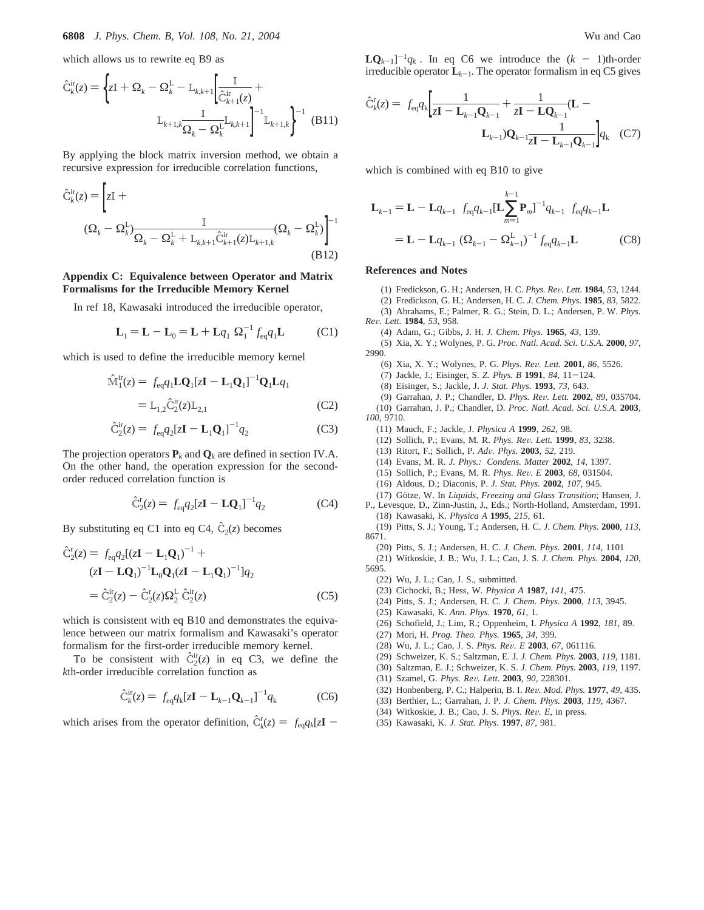which allows us to rewrite eq B9 as

$$\hat{\mathbb{C}}_k^{\mathrm{ir}}(z) = \left\{ z\mathbb{I} + \Omega_k - \Omega_k^{\mathrm{L}} - \mathbb{L}_{k,k+1}\left[\frac{\mathbb{I}}{\hat{\mathbb{C}}_{k+1}^{\mathrm{ir}}(z)} + \mathbb{L}_{k+1,k}\frac{\mathbb{I}}{\Omega_k - \Omega_k^{\mathrm{L}}}\mathbb{L}_{k,k+1}\right]^{-1}\mathbb{L}_{k+1,k}\right\}^{-1} \quad \text{(B11)}$$

By applying the block matrix inversion method, we obtain a recursive expression for irreducible correlation functions,

$$\hat{\mathbb{C}}_k^{\mathrm{ir}}(z) = \left[ z\mathbb{I} + (\Omega_k - \Omega_k^{\mathrm{L}})\frac{\mathbb{I}}{\Omega_k - \Omega_k^{\mathrm{L}} + \mathbb{L}_{k,k+1}\hat{\mathbb{C}}_{k+1}^{\mathrm{ir}}(z)\mathbb{L}_{k+1,k}}(\Omega_k - \Omega_k^{\mathrm{L}})\right]^{-1} \quad \text{(B12)}$$

## Appendix C: Equivalence between Operator and Matrix Formalisms for the Irreducible Memory Kernel

In ref 18, Kawasaki introduced the irreducible operator,

$$\mathbf{L}_1 = \mathbf{L} - \mathbf{L}_0 = \mathbf{L} + \mathbf{L}q_1\ \Omega_1^{-1}\ f_{\mathrm{eq}}q_1\mathbf{L} \quad \text{(C1)}$$

which is used to define the irreducible memory kernel

$$\begin{aligned}\hat{\mathbb{M}}_1^{\mathrm{ir}}(z) &= f_{\mathrm{eq}}q_1\mathbf{L}\mathbf{Q}_1[z\mathbf{I} - \mathbf{L}_1\mathbf{Q}_1]^{-1}\mathbf{Q}_1\mathbf{L}q_1 \\ &= \mathbb{L}_{1,2}\hat{\mathbb{C}}_2^{\mathrm{ir}}(z)\mathbb{L}_{2,1}\end{aligned} \quad \text{(C2)}$$

$$\hat{\mathbb{C}}_2^{\mathrm{ir}}(z) = f_{\mathrm{eq}}q_2[z\mathbf{I} - \mathbf{L}_1\mathbf{Q}_1]^{-1}q_2 \quad \text{(C3)}$$

The projection operators $\mathbf{P}_k$ and $\mathbf{Q}_k$ are defined in section IV.A. On the other hand, the operation expression for the second-order reduced correlation function is

$$\hat{\mathbb{C}}_2^{\mathrm{r}}(z) = f_{\mathrm{eq}}q_2[z\mathbf{I} - \mathbf{L}\mathbf{Q}_1]^{-1}q_2 \quad \text{(C4)}$$

By substituting eq C1 into eq C4, $\hat{\mathbb{C}}_2(z)$ becomes

$$\begin{aligned}\hat{\mathbb{C}}_2^{\mathrm{r}}(z) &= f_{\mathrm{eq}}q_2[(z\mathbf{I} - \mathbf{L}_1\mathbf{Q}_1)^{-1} + (z\mathbf{I} - \mathbf{L}\mathbf{Q}_1)^{-1}\mathbf{L}_0\mathbf{Q}_1(z\mathbf{I} - \mathbf{L}_1\mathbf{Q}_1)^{-1}]q_2 \\ &= \hat{\mathbb{C}}_2^{\mathrm{ir}}(z) - \hat{\mathbb{C}}_2^{\mathrm{r}}(z)\Omega_2^{\mathrm{L}}\ \hat{\mathbb{C}}_2^{\mathrm{ir}}(z)\end{aligned} \quad \text{(C5)}$$

which is consistent with eq B10 and demonstrates the equivalence between our matrix formalism and Kawasaki's operator formalism for the first-order irreducible memory kernel.

To be consistent with $\hat{\mathbb{C}}_2^{\mathrm{ir}}(z)$ in eq C3, we define the $k$th-order irreducible correlation function as

$$\hat{\mathbb{C}}_k^{\mathrm{ir}}(z) = f_{\mathrm{eq}}q_k[z\mathbf{I} - \mathbf{L}_{k-1}\mathbf{Q}_{k-1}]^{-1}q_k \quad \text{(C6)}$$

which arises from the operator definition, $\hat{\mathbb{C}}_k^{\mathrm{r}}(z) = f_{\mathrm{eq}}q_k[z\mathbf{I} - \mathbf{L}\mathbf{Q}_{k-1}]^{-1}q_k$. In eq C6 we introduce the $(k-1)$th-order irreducible operator $\mathbf{L}_{k-1}$. The operator formalism in eq C5 gives

$$\hat{\mathbb{C}}_k^{\mathrm{r}}(z) = f_{\mathrm{eq}}q_k\left[\frac{1}{z\mathbf{I} - \mathbf{L}_{k-1}\mathbf{Q}_{k-1}} + \frac{1}{z\mathbf{I} - \mathbf{L}\mathbf{Q}_{k-1}}(\mathbf{L} - \mathbf{L}_{k-1})\mathbf{Q}_{k-1}\frac{1}{z\mathbf{I} - \mathbf{L}_{k-1}\mathbf{Q}_{k-1}}\right]q_k \quad \text{(C7)}$$

which is combined with eq B10 to give

$$\begin{aligned}\mathbf{L}_{k-1} &= \mathbf{L} - \mathbf{L}q_{k-1}\ f_{\mathrm{eq}}q_{k-1}[\mathbf{L}\sum_{m=1}^{k-1}\mathbf{P}_m]^{-1}q_{k-1}\ f_{\mathrm{eq}}q_{k-1}\mathbf{L} \\ &= \mathbf{L} - \mathbf{L}q_{k-1}\ (\Omega_{k-1} - \Omega_{k-1}^{\mathrm{L}})^{-1}\ f_{\mathrm{eq}}q_{k-1}\mathbf{L}\end{aligned} \quad \text{(C8)}$$

## References and Notes

(1) Fredickson, G. H.; Andersen, H. C. *Phys. Rev. Lett.* **1984**, *53*, 1244.
(2) Fredickson, G. H.; Andersen, H. C. *J. Chem. Phys.* **1985**, *83*, 5822.
(3) Abrahams, E.; Palmer, R. G.; Stein, D. L.; Andersen, P. W. *Phys. Rev. Lett.* **1984**, *53*, 958.
(4) Adam, G.; Gibbs, J. H. *J. Chem. Phys.* **1965**, *43*, 139.
(5) Xia, X. Y.; Wolynes, P. G. *Proc. Natl. Acad. Sci. U.S.A.* **2000**, *97*, 2990.
(6) Xia, X. Y.; Wolynes, P. G. *Phys. Rev. Lett.* **2001**, *86*, 5526.
(7) Jackle, J.; Eisinger, S. *Z. Phys. B* **1991**, *84*, 11−124.
(8) Eisinger, S.; Jackle, J. *J. Stat. Phys.* **1993**, *73*, 643.
(9) Garrahan, J. P.; Chandler, D. *Phys. Rev. Lett.* **2002**, *89*, 035704.
(10) Garrahan, J. P.; Chandler, D. *Proc. Natl. Acad. Sci. U.S.A.* **2003**, *100*, 9710.
(11) Mauch, F.; Jackle, J. *Physica A* **1999**, *262*, 98.
(12) Sollich, P.; Evans, M. R. *Phys. Rev. Lett.* **1999**, *83*, 3238.
(13) Ritort, F.; Sollich, P. *Adv. Phys.* **2003**, *52*, 219.
(14) Evans, M. R. *J. Phys.: Condens. Matter* **2002**, *14*, 1397.
(15) Sollich, P.; Evans, M. R. *Phys. Rev. E* **2003**, *68*, 031504.
(16) Aldous, D.; Diaconis, P. *J. Stat. Phys.* **2002**, *107*, 945.
(17) Götze, W. In *Liquids, Freezing and Glass Transition*; Hansen, J. P., Levesque, D., Zinn-Justin, J., Eds.; North-Holland, Amsterdam, 1991.
(18) Kawasaki, K. *Physica A* **1995**, *215*, 61.
(19) Pitts, S. J.; Young, T.; Andersen, H. C. *J. Chem. Phys.* **2000**, *113*, 8671.
(20) Pitts, S. J.; Andersen, H. C. *J. Chem. Phys.* **2001**, *114*, 1101
(21) Witkoskie, J. B.; Wu, J. L.; Cao, J. S. *J. Chem. Phys.* **2004**, *120*, 5695.
(22) Wu, J. L.; Cao, J. S., submitted.
(23) Cichocki, B.; Hess, W. *Physica A* **1987**, *141*, 475.
(24) Pitts, S. J.; Andersen, H. C. *J. Chem. Phys.* **2000**, *113*, 3945.
(25) Kawasaki, K. *Ann. Phys.* **1970**, *61*, 1.
(26) Schofield, J.; Lim, R.; Oppenheim, I. *Physica A* **1992**, *181*, 89.
(27) Mori, H. *Prog. Theo. Phys.* **1965**, *34*, 399.
(28) Wu, J. L.; Cao, J. S. *Phys. Rev. E* **2003**, *67*, 061116.
(29) Schweizer, K. S.; Saltzman, E. J. *J. Chem. Phys.* **2003**, *119*, 1181.
(30) Saltzman, E. J.; Schweizer, K. S. *J. Chem. Phys.* **2003**, *119*, 1197.
(31) Szamel, G. *Phys. Rev. Lett.* **2003**, *90*, 228301.
(32) Honbenberg, P. C.; Halperin, B. I. *Rev. Mod. Phys.* **1977**, *49*, 435.
(33) Berthier, L.; Garrahan, J. P. *J. Chem. Phys.* **2003**, *119*, 4367.
(34) Witkoskie, J. B.; Cao, J. S. *Phys. Rev. E*, in press.
(35) Kawasaki, K. *J. Stat. Phys.* **1997**, *87*, 981.